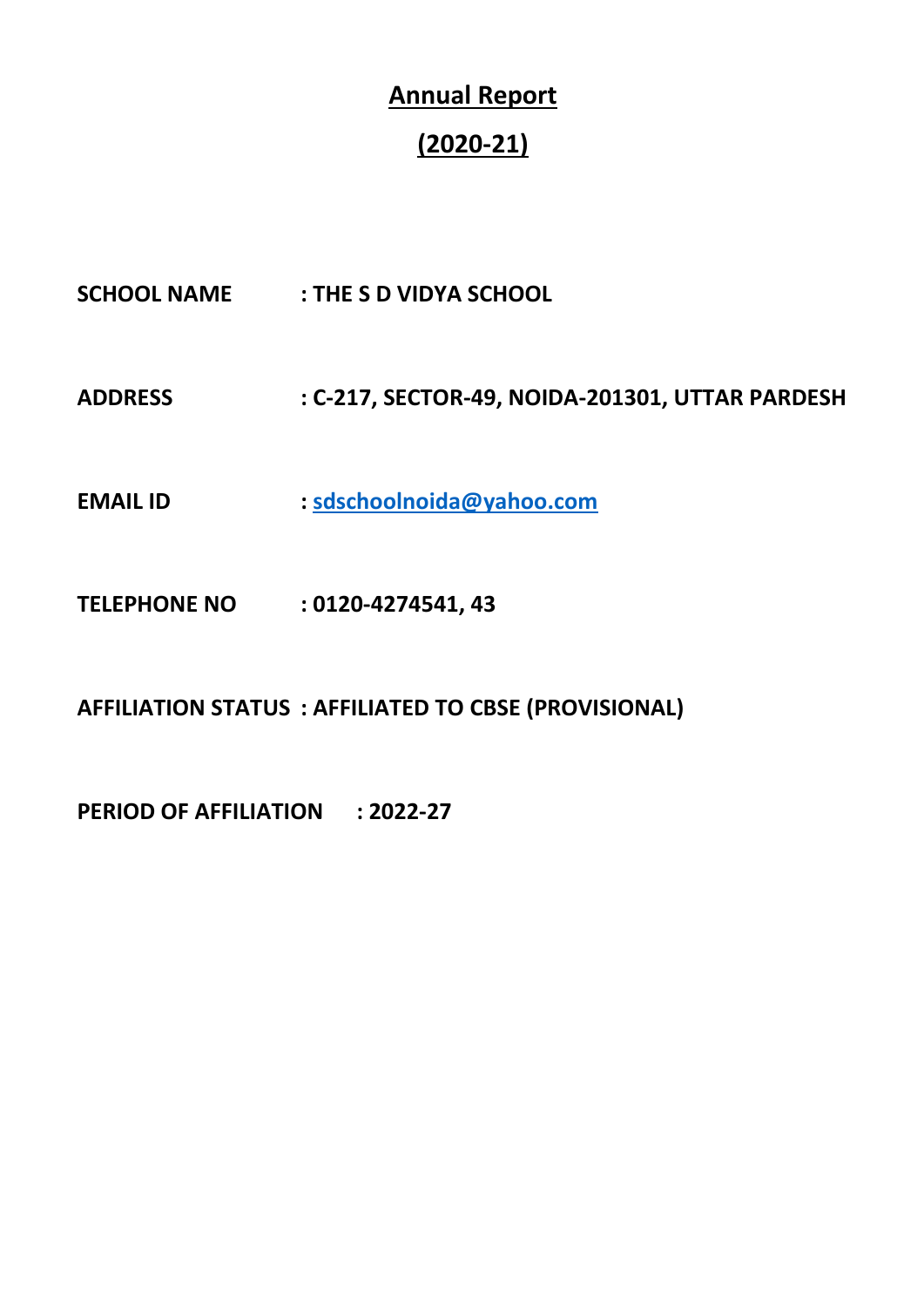# Annual Report

# (2020-21)

**SCHOOL NAME** : **THE S D VIDYA SCHOOL**

**ADDRESS** : **C-217, SECTOR-49, NOIDA-201301, UTTAR PARDESH**

**EMAIL ID** : **sdschoolnoida@yahoo.com**

**TELEPHONE NO** : **0120-4274541, 43**

**AFFILIATION STATUS** : **AFFILIATED TO CBSE (PROVISIONAL)**

**PERIOD OF AFFILIATION** : **2022-27**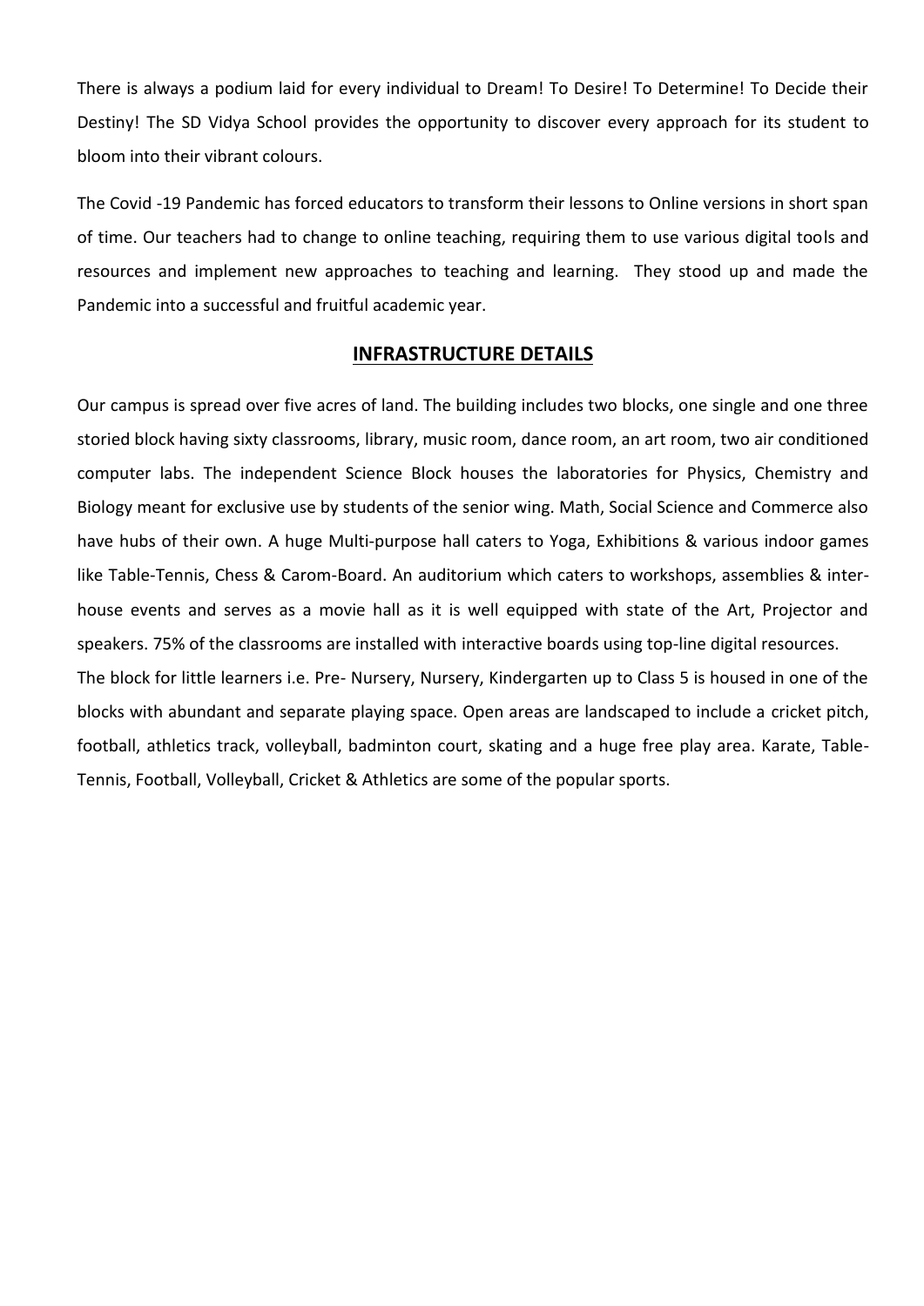There is always a podium laid for every individual to Dream! To Desire! To Determine! To Decide their Destiny! The SD Vidya School provides the opportunity to discover every approach for its student to bloom into their vibrant colours.

The Covid -19 Pandemic has forced educators to transform their lessons to Online versions in short span of time. Our teachers had to change to online teaching, requiring them to use various digital tools and resources and implement new approaches to teaching and learning. They stood up and made the Pandemic into a successful and fruitful academic year.

## INFRASTRUCTURE DETAILS

Our campus is spread over five acres of land. The building includes two blocks, one single and one three storied block having sixty classrooms, library, music room, dance room, an art room, two air conditioned computer labs. The independent Science Block houses the laboratories for Physics, Chemistry and Biology meant for exclusive use by students of the senior wing. Math, Social Science and Commerce also have hubs of their own. A huge Multi-purpose hall caters to Yoga, Exhibitions & various indoor games like Table-Tennis, Chess & Carom-Board. An auditorium which caters to workshops, assemblies & inter-house events and serves as a movie hall as it is well equipped with state of the Art, Projector and speakers. 75% of the classrooms are installed with interactive boards using top-line digital resources.

The block for little learners i.e. Pre- Nursery, Nursery, Kindergarten up to Class 5 is housed in one of the blocks with abundant and separate playing space. Open areas are landscaped to include a cricket pitch, football, athletics track, volleyball, badminton court, skating and a huge free play area. Karate, Table-Tennis, Football, Volleyball, Cricket & Athletics are some of the popular sports.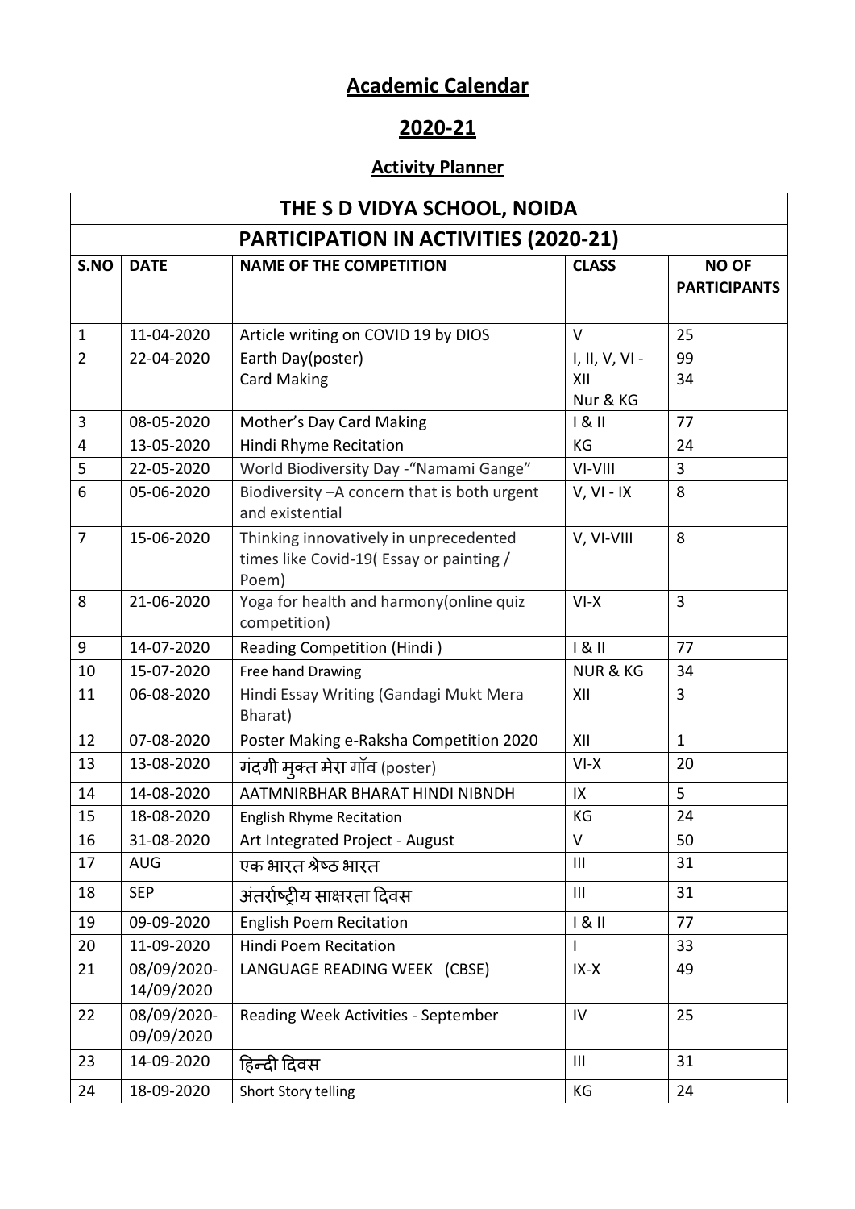# Academic Calendar

## 2020-21

### Activity Planner

| THE S D VIDYA SCHOOL, NOIDA | | | | |
|---|---|---|---|---|
| **PARTICIPATION IN ACTIVITIES (2020-21)** | | | | |
| **S.NO** | **DATE** | **NAME OF THE COMPETITION** | **CLASS** | **NO OF PARTICIPANTS** |
| 1 | 11-04-2020 | Article writing on COVID 19 by DIOS | V | 25 |
| 2 | 22-04-2020 | Earth Day(poster)<br>Card Making | I, II, V, VI - XII<br>Nur & KG | 99<br>34 |
| 3 | 08-05-2020 | Mother's Day Card Making | I & II | 77 |
| 4 | 13-05-2020 | Hindi Rhyme Recitation | KG | 24 |
| 5 | 22-05-2020 | World Biodiversity Day -"Namami Gange" | VI-VIII | 3 |
| 6 | 05-06-2020 | Biodiversity –A concern that is both urgent and existential | V, VI - IX | 8 |
| 7 | 15-06-2020 | Thinking innovatively in unprecedented times like Covid-19( Essay or painting / Poem) | V, VI-VIII | 8 |
| 8 | 21-06-2020 | Yoga for health and harmony(online quiz competition) | VI-X | 3 |
| 9 | 14-07-2020 | Reading Competition (Hindi ) | I & II | 77 |
| 10 | 15-07-2020 | Free hand Drawing | NUR & KG | 34 |
| 11 | 06-08-2020 | Hindi Essay Writing (Gandagi Mukt Mera Bharat) | XII | 3 |
| 12 | 07-08-2020 | Poster Making e-Raksha Competition 2020 | XII | 1 |
| 13 | 13-08-2020 | गंदगी मुक्त मेरा गॉव (poster) | VI-X | 20 |
| 14 | 14-08-2020 | AATMNIRBHAR BHARAT HINDI NIBNDH | IX | 5 |
| 15 | 18-08-2020 | English Rhyme Recitation | KG | 24 |
| 16 | 31-08-2020 | Art Integrated Project - August | V | 50 |
| 17 | AUG | एक भारत श्रेष्ठ भारत | III | 31 |
| 18 | SEP | अंतर्राष्ट्रीय साक्षरता दिवस | III | 31 |
| 19 | 09-09-2020 | English Poem Recitation | I & II | 77 |
| 20 | 11-09-2020 | Hindi Poem Recitation | I | 33 |
| 21 | 08/09/2020-14/09/2020 | LANGUAGE READING WEEK (CBSE) | IX-X | 49 |
| 22 | 08/09/2020-09/09/2020 | Reading Week Activities - September | IV | 25 |
| 23 | 14-09-2020 | हिन्दी दिवस | III | 31 |
| 24 | 18-09-2020 | Short Story telling | KG | 24 |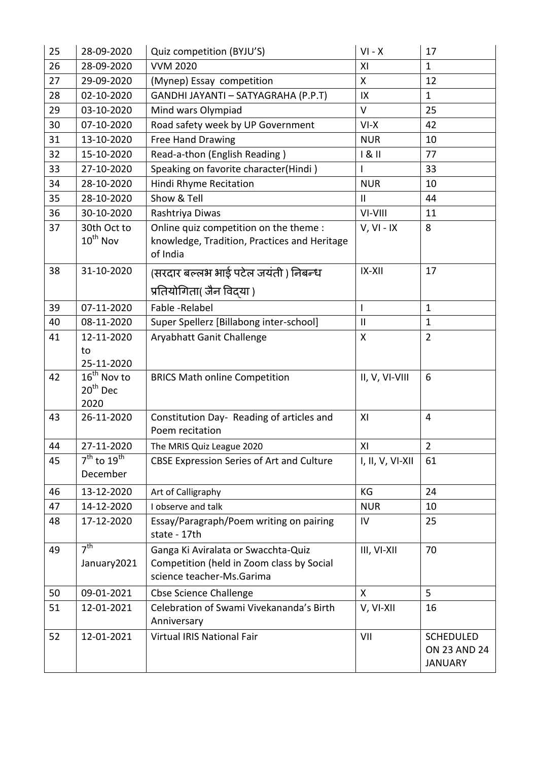| 25 | 28-09-2020 | Quiz competition (BYJU'S) | VI - X | 17 |
|---|---|---|---|---|
| 26 | 28-09-2020 | VVM 2020 | XI | 1 |
| 27 | 29-09-2020 | (Mynep) Essay competition | X | 12 |
| 28 | 02-10-2020 | GANDHI JAYANTI – SATYAGRAHA (P.P.T) | IX | 1 |
| 29 | 03-10-2020 | Mind wars Olympiad | V | 25 |
| 30 | 07-10-2020 | Road safety week by UP Government | VI-X | 42 |
| 31 | 13-10-2020 | Free Hand Drawing | NUR | 10 |
| 32 | 15-10-2020 | Read-a-thon (English Reading ) | I & II | 77 |
| 33 | 27-10-2020 | Speaking on favorite character(Hindi ) | I | 33 |
| 34 | 28-10-2020 | Hindi Rhyme Recitation | NUR | 10 |
| 35 | 28-10-2020 | Show & Tell | II | 44 |
| 36 | 30-10-2020 | Rashtriya Diwas | VI-VIII | 11 |
| 37 | 30th Oct to 10th Nov | Online quiz competition on the theme : knowledge, Tradition, Practices and Heritage of India | V, VI - IX | 8 |
| 38 | 31-10-2020 | (सरदार बल्लभ भाई पटेल जयंती ) निबन्ध प्रतियोगिता( जैन विद्या ) | IX-XII | 17 |
| 39 | 07-11-2020 | Fable -Relabel | I | 1 |
| 40 | 08-11-2020 | Super Spellerz [Billabong inter-school] | II | 1 |
| 41 | 12-11-2020 to 25-11-2020 | Aryabhatt Ganit Challenge | X | 2 |
| 42 | 16th Nov to 20th Dec 2020 | BRICS Math online Competition | II, V, VI-VIII | 6 |
| 43 | 26-11-2020 | Constitution Day- Reading of articles and Poem recitation | XI | 4 |
| 44 | 27-11-2020 | The MRIS Quiz League 2020 | XI | 2 |
| 45 | 7th to 19th December | CBSE Expression Series of Art and Culture | I, II, V, VI-XII | 61 |
| 46 | 13-12-2020 | Art of Calligraphy | KG | 24 |
| 47 | 14-12-2020 | I observe and talk | NUR | 10 |
| 48 | 17-12-2020 | Essay/Paragraph/Poem writing on pairing state - 17th | IV | 25 |
| 49 | 7th January2021 | Ganga Ki Aviralata or Swacchta-Quiz Competition (held in Zoom class by Social science teacher-Ms.Garima | III, VI-XII | 70 |
| 50 | 09-01-2021 | Cbse Science Challenge | X | 5 |
| 51 | 12-01-2021 | Celebration of Swami Vivekananda's Birth Anniversary | V, VI-XII | 16 |
| 52 | 12-01-2021 | Virtual IRIS National Fair | VII | SCHEDULED ON 23 AND 24 JANUARY |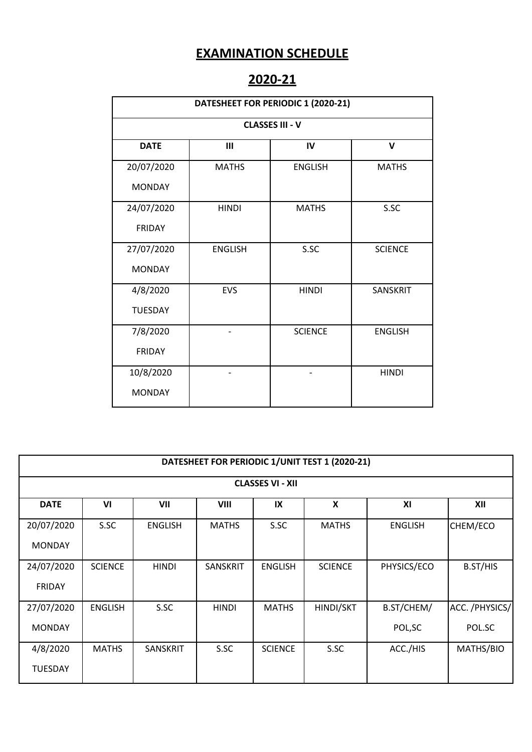# EXAMINATION SCHEDULE

# 2020-21

| DATESHEET FOR PERIODIC 1 (2020-21) | | | |
|---|---|---|---|
| **CLASSES III - V** | | | |
| **DATE** | **III** | **IV** | **V** |
| 20/07/2020 MONDAY | MATHS | ENGLISH | MATHS |
| 24/07/2020 FRIDAY | HINDI | MATHS | S.SC |
| 27/07/2020 MONDAY | ENGLISH | S.SC | SCIENCE |
| 4/8/2020 TUESDAY | EVS | HINDI | SANSKRIT |
| 7/8/2020 FRIDAY | - | SCIENCE | ENGLISH |
| 10/8/2020 MONDAY | - | - | HINDI |

| DATESHEET FOR PERIODIC 1/UNIT TEST 1 (2020-21) | | | | | | | |
|---|---|---|---|---|---|---|---|
| **CLASSES VI - XII** | | | | | | | |
| **DATE** | **VI** | **VII** | **VIII** | **IX** | **X** | **XI** | **XII** |
| 20/07/2020 MONDAY | S.SC | ENGLISH | MATHS | S.SC | MATHS | ENGLISH | CHEM/ECO |
| 24/07/2020 FRIDAY | SCIENCE | HINDI | SANSKRIT | ENGLISH | SCIENCE | PHYSICS/ECO | B.ST/HIS |
| 27/07/2020 MONDAY | ENGLISH | S.SC | HINDI | MATHS | HINDI/SKT | B.ST/CHEM/ POL,SC | ACC. /PHYSICS/ POL.SC |
| 4/8/2020 TUESDAY | MATHS | SANSKRIT | S.SC | SCIENCE | S.SC | ACC./HIS | MATHS/BIO |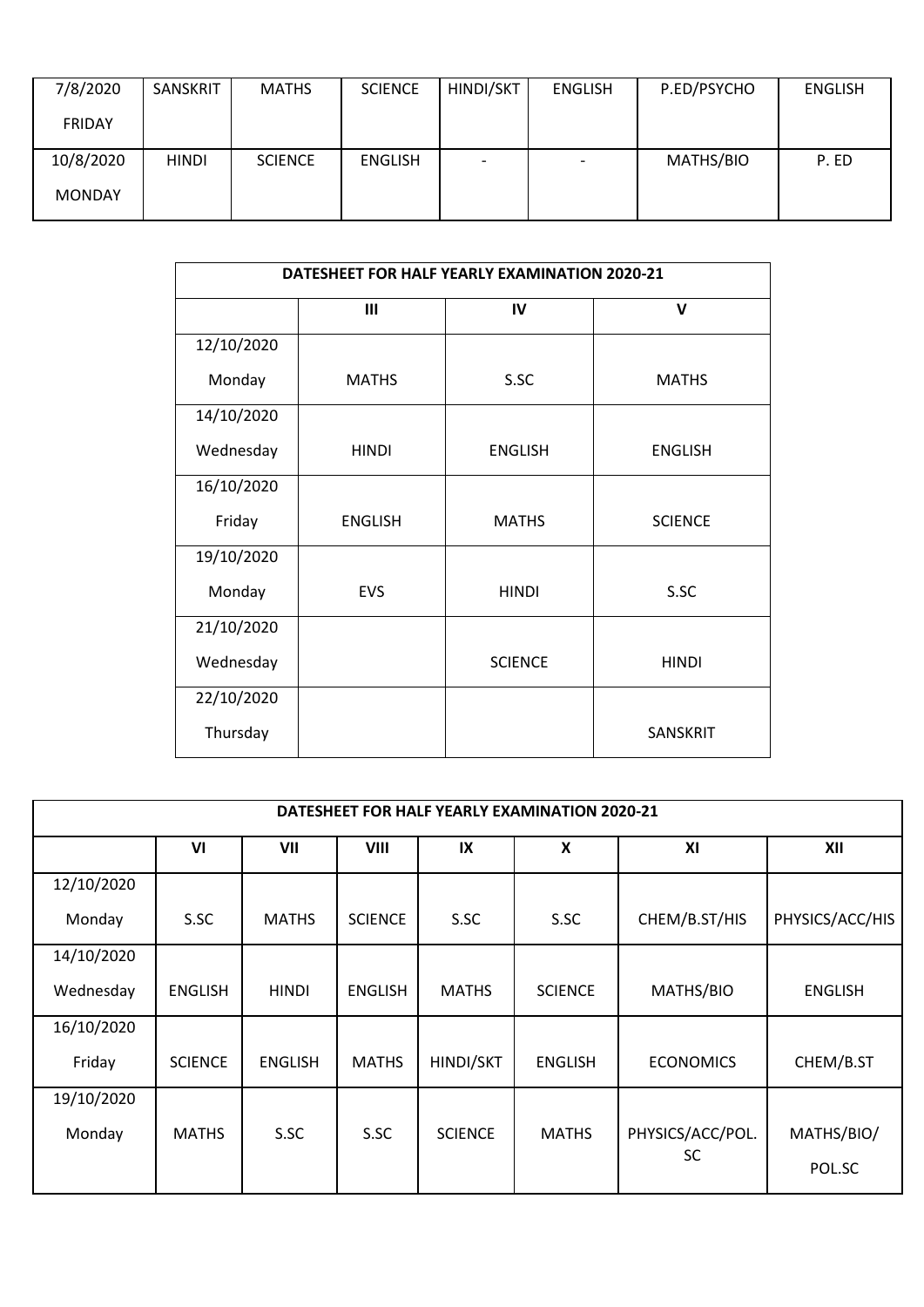| 7/8/2020 FRIDAY | SANSKRIT | MATHS | SCIENCE | HINDI/SKT | ENGLISH | P.ED/PSYCHO | ENGLISH |
|---|---|---|---|---|---|---|---|
| 10/8/2020 MONDAY | HINDI | SCIENCE | ENGLISH | - | - | MATHS/BIO | P. ED |

| DATESHEET FOR HALF YEARLY EXAMINATION 2020-21 | | | |
|---|---|---|---|
| | III | IV | V |
| 12/10/2020 Monday | MATHS | S.SC | MATHS |
| 14/10/2020 Wednesday | HINDI | ENGLISH | ENGLISH |
| 16/10/2020 Friday | ENGLISH | MATHS | SCIENCE |
| 19/10/2020 Monday | EVS | HINDI | S.SC |
| 21/10/2020 Wednesday | | SCIENCE | HINDI |
| 22/10/2020 Thursday | | | SANSKRIT |

| DATESHEET FOR HALF YEARLY EXAMINATION 2020-21 | | | | | | | |
|---|---|---|---|---|---|---|---|
| | VI | VII | VIII | IX | X | XI | XII |
| 12/10/2020 Monday | S.SC | MATHS | SCIENCE | S.SC | S.SC | CHEM/B.ST/HIS | PHYSICS/ACC/HIS |
| 14/10/2020 Wednesday | ENGLISH | HINDI | ENGLISH | MATHS | SCIENCE | MATHS/BIO | ENGLISH |
| 16/10/2020 Friday | SCIENCE | ENGLISH | MATHS | HINDI/SKT | ENGLISH | ECONOMICS | CHEM/B.ST |
| 19/10/2020 Monday | MATHS | S.SC | S.SC | SCIENCE | MATHS | PHYSICS/ACC/POL. SC | MATHS/BIO/ POL.SC |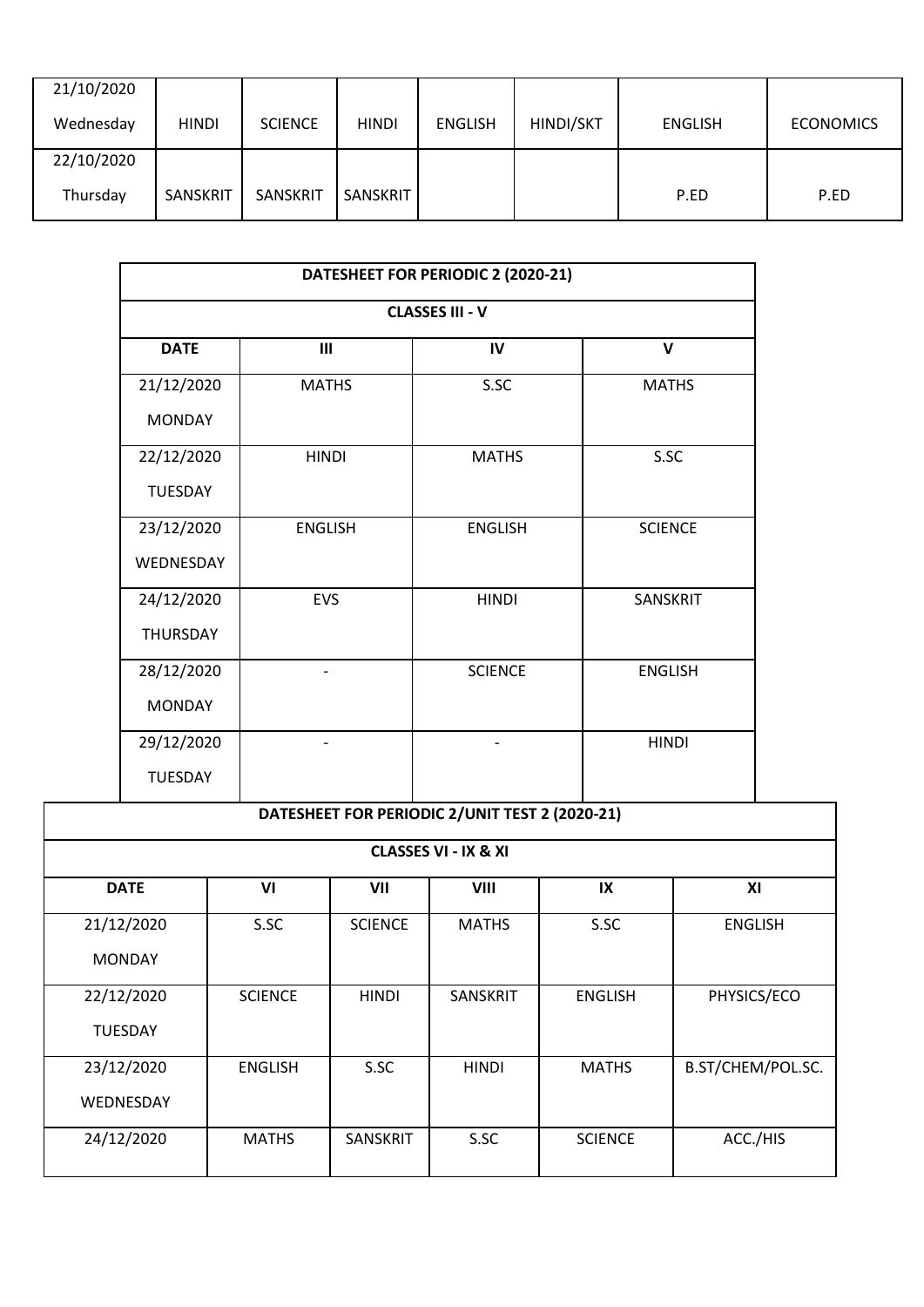| 21/10/2020 Wednesday | HINDI | SCIENCE | HINDI | ENGLISH | HINDI/SKT | ENGLISH | ECONOMICS |
|---|---|---|---|---|---|---|---|
| 22/10/2020 Thursday | SANSKRIT | SANSKRIT | SANSKRIT | | | P.ED | P.ED |

| DATESHEET FOR PERIODIC 2 (2020-21) | | | |
|---|---|---|---|
| **CLASSES III - V** | | | |
| **DATE** | **III** | **IV** | **V** |
| 21/12/2020 MONDAY | MATHS | S.SC | MATHS |
| 22/12/2020 TUESDAY | HINDI | MATHS | S.SC |
| 23/12/2020 WEDNESDAY | ENGLISH | ENGLISH | SCIENCE |
| 24/12/2020 THURSDAY | EVS | HINDI | SANSKRIT |
| 28/12/2020 MONDAY | - | SCIENCE | ENGLISH |
| 29/12/2020 TUESDAY | - | - | HINDI |

| DATESHEET FOR PERIODIC 2/UNIT TEST 2 (2020-21) | | | | | |
|---|---|---|---|---|---|
| **CLASSES VI - IX & XI** | | | | | |
| **DATE** | **VI** | **VII** | **VIII** | **IX** | **XI** |
| 21/12/2020 MONDAY | S.SC | SCIENCE | MATHS | S.SC | ENGLISH |
| 22/12/2020 TUESDAY | SCIENCE | HINDI | SANSKRIT | ENGLISH | PHYSICS/ECO |
| 23/12/2020 WEDNESDAY | ENGLISH | S.SC | HINDI | MATHS | B.ST/CHEM/POL.SC. |
| 24/12/2020 | MATHS | SANSKRIT | S.SC | SCIENCE | ACC./HIS |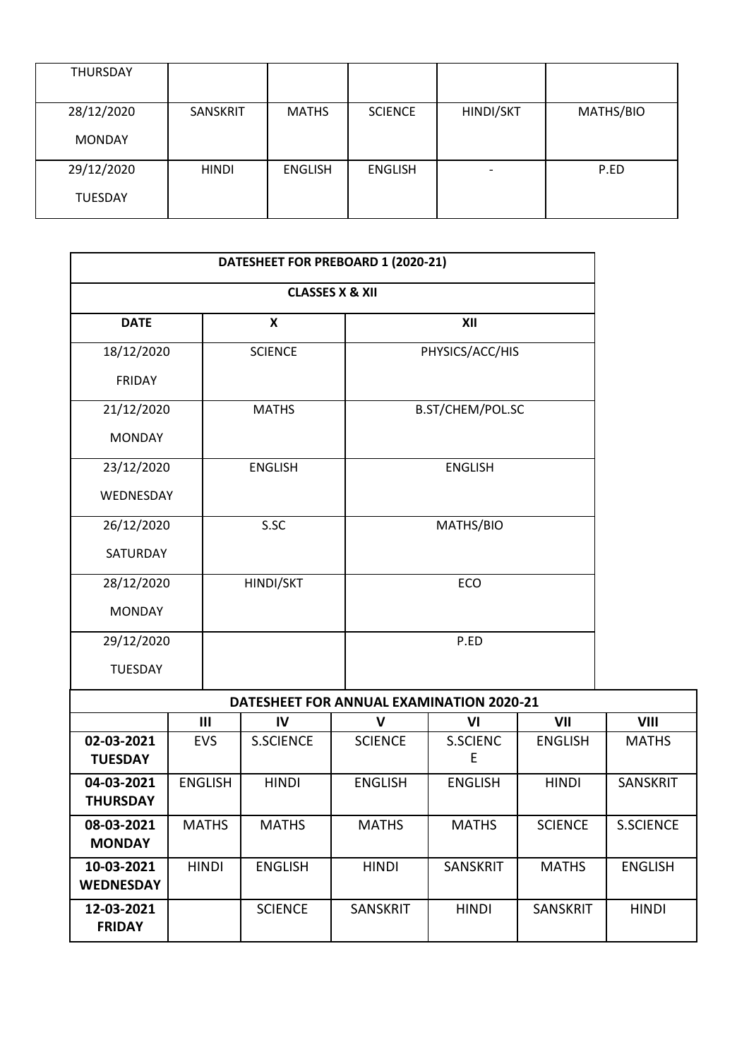| THURSDAY | | | | | |
|---|---|---|---|---|---|
| 28/12/2020 MONDAY | SANSKRIT | MATHS | SCIENCE | HINDI/SKT | MATHS/BIO |
| 29/12/2020 TUESDAY | HINDI | ENGLISH | ENGLISH | - | P.ED |

| DATESHEET FOR PREBOARD 1 (2020-21) | | |
|---|---|---|
| **CLASSES X & XII** | | |
| **DATE** | **X** | **XII** |
| 18/12/2020 FRIDAY | SCIENCE | PHYSICS/ACC/HIS |
| 21/12/2020 MONDAY | MATHS | B.ST/CHEM/POL.SC |
| 23/12/2020 WEDNESDAY | ENGLISH | ENGLISH |
| 26/12/2020 SATURDAY | S.SC | MATHS/BIO |
| 28/12/2020 MONDAY | HINDI/SKT | ECO |
| 29/12/2020 TUESDAY | | P.ED |

| **DATESHEET FOR ANNUAL EXAMINATION 2020-21** | | | | | | |
|---|---|---|---|---|---|---|
| | **III** | **IV** | **V** | **VI** | **VII** | **VIII** |
| **02-03-2021 TUESDAY** | EVS | S.SCIENCE | SCIENCE | S.SCIENCE | ENGLISH | MATHS |
| **04-03-2021 THURSDAY** | ENGLISH | HINDI | ENGLISH | ENGLISH | HINDI | SANSKRIT |
| **08-03-2021 MONDAY** | MATHS | MATHS | MATHS | MATHS | SCIENCE | S.SCIENCE |
| **10-03-2021 WEDNESDAY** | HINDI | ENGLISH | HINDI | SANSKRIT | MATHS | ENGLISH |
| **12-03-2021 FRIDAY** | | SCIENCE | SANSKRIT | HINDI | SANSKRIT | HINDI |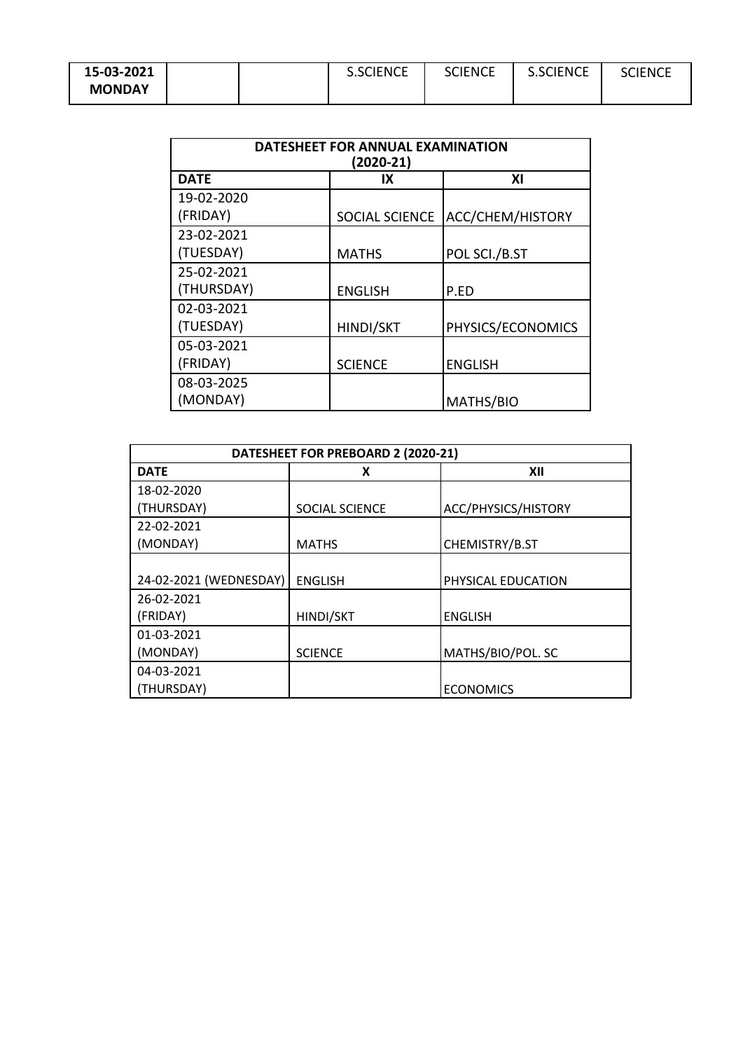| 15-03-2021 MONDAY | | | S.SCIENCE | SCIENCE | S.SCIENCE | SCIENCE |
|---|---|---|---|---|---|---|

| DATESHEET FOR ANNUAL EXAMINATION (2020-21) | | |
|---|---|---|
| **DATE** | **IX** | **XI** |
| 19-02-2020 (FRIDAY) | SOCIAL SCIENCE | ACC/CHEM/HISTORY |
| 23-02-2021 (TUESDAY) | MATHS | POL SCI./B.ST |
| 25-02-2021 (THURSDAY) | ENGLISH | P.ED |
| 02-03-2021 (TUESDAY) | HINDI/SKT | PHYSICS/ECONOMICS |
| 05-03-2021 (FRIDAY) | SCIENCE | ENGLISH |
| 08-03-2025 (MONDAY) | | MATHS/BIO |

| DATESHEET FOR PREBOARD 2 (2020-21) | | |
|---|---|---|
| **DATE** | **X** | **XII** |
| 18-02-2020 (THURSDAY) | SOCIAL SCIENCE | ACC/PHYSICS/HISTORY |
| 22-02-2021 (MONDAY) | MATHS | CHEMISTRY/B.ST |
| 24-02-2021 (WEDNESDAY) | ENGLISH | PHYSICAL EDUCATION |
| 26-02-2021 (FRIDAY) | HINDI/SKT | ENGLISH |
| 01-03-2021 (MONDAY) | SCIENCE | MATHS/BIO/POL. SC |
| 04-03-2021 (THURSDAY) | | ECONOMICS |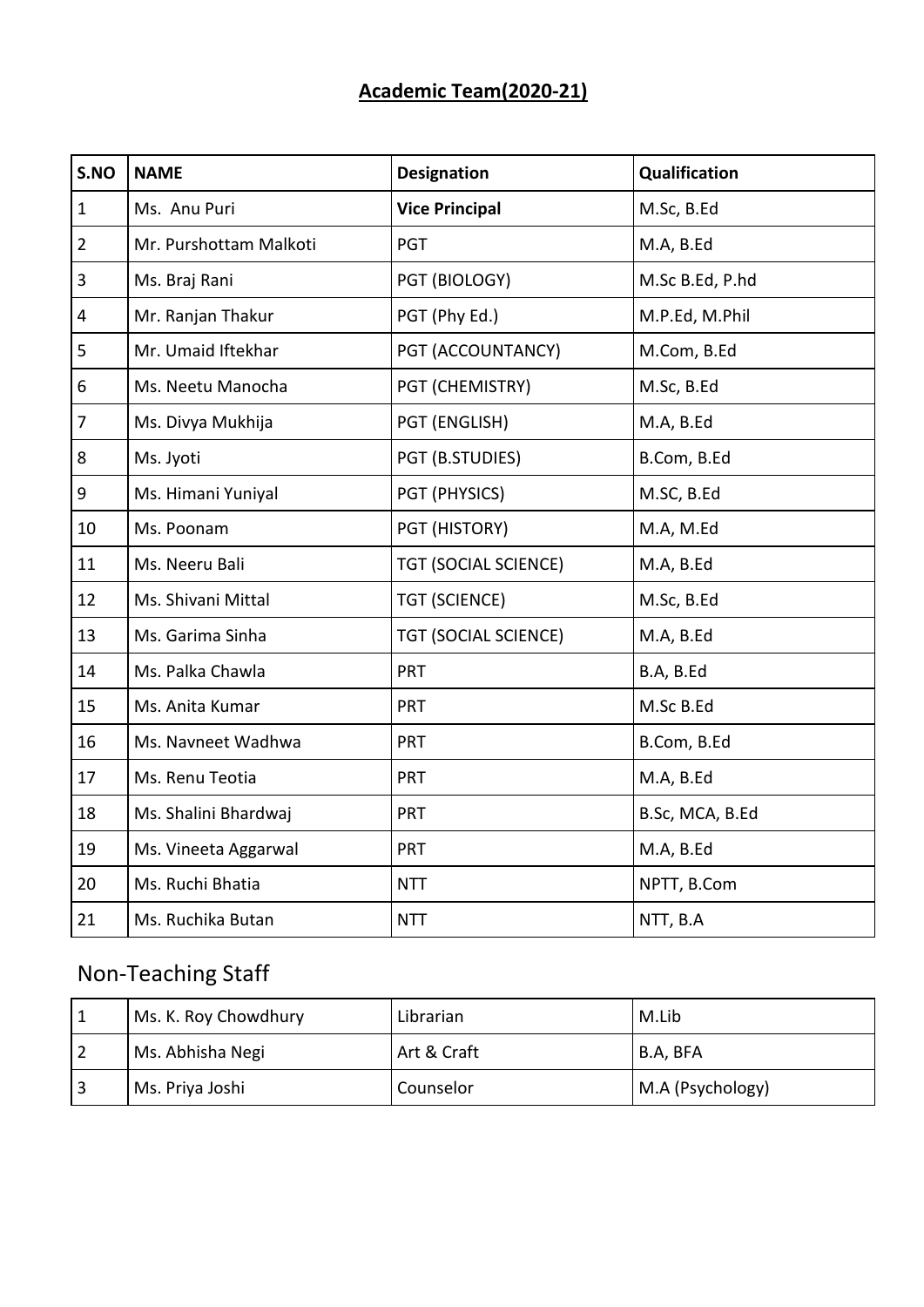## **Academic Team(2020-21)**

| S.NO | NAME | Designation | Qualification |
|---|---|---|---|
| 1 | Ms. Anu Puri | **Vice Principal** | M.Sc, B.Ed |
| 2 | Mr. Purshottam Malkoti | PGT | M.A, B.Ed |
| 3 | Ms. Braj Rani | PGT (BIOLOGY) | M.Sc B.Ed, P.hd |
| 4 | Mr. Ranjan Thakur | PGT (Phy Ed.) | M.P.Ed, M.Phil |
| 5 | Mr. Umaid Iftekhar | PGT (ACCOUNTANCY) | M.Com, B.Ed |
| 6 | Ms. Neetu Manocha | PGT (CHEMISTRY) | M.Sc, B.Ed |
| 7 | Ms. Divya Mukhija | PGT (ENGLISH) | M.A, B.Ed |
| 8 | Ms. Jyoti | PGT (B.STUDIES) | B.Com, B.Ed |
| 9 | Ms. Himani Yuniyal | PGT (PHYSICS) | M.SC, B.Ed |
| 10 | Ms. Poonam | PGT (HISTORY) | M.A, M.Ed |
| 11 | Ms. Neeru Bali | TGT (SOCIAL SCIENCE) | M.A, B.Ed |
| 12 | Ms. Shivani Mittal | TGT (SCIENCE) | M.Sc, B.Ed |
| 13 | Ms. Garima Sinha | TGT (SOCIAL SCIENCE) | M.A, B.Ed |
| 14 | Ms. Palka Chawla | PRT | B.A, B.Ed |
| 15 | Ms. Anita Kumar | PRT | M.Sc B.Ed |
| 16 | Ms. Navneet Wadhwa | PRT | B.Com, B.Ed |
| 17 | Ms. Renu Teotia | PRT | M.A, B.Ed |
| 18 | Ms. Shalini Bhardwaj | PRT | B.Sc, MCA, B.Ed |
| 19 | Ms. Vineeta Aggarwal | PRT | M.A, B.Ed |
| 20 | Ms. Ruchi Bhatia | NTT | NPTT, B.Com |
| 21 | Ms. Ruchika Butan | NTT | NTT, B.A |

## Non-Teaching Staff

| | | | |
|---|---|---|---|
| 1 | Ms. K. Roy Chowdhury | Librarian | M.Lib |
| 2 | Ms. Abhisha Negi | Art & Craft | B.A, BFA |
| 3 | Ms. Priya Joshi | Counselor | M.A (Psychology) |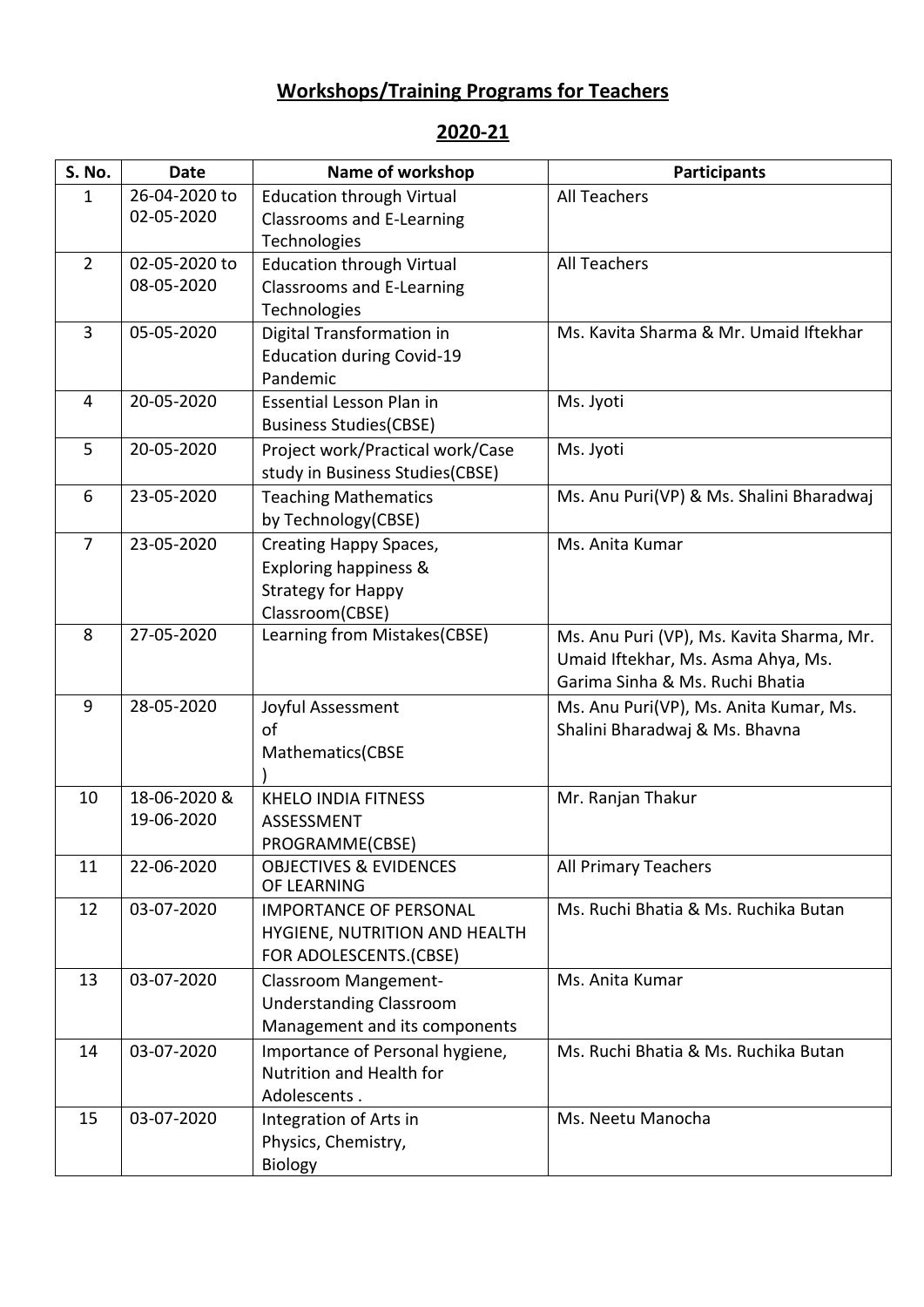# Workshops/Training Programs for Teachers

## 2020-21

| S. No. | Date | Name of workshop | Participants |
|---|---|---|---|
| 1 | 26-04-2020 to 02-05-2020 | Education through Virtual Classrooms and E-Learning Technologies | All Teachers |
| 2 | 02-05-2020 to 08-05-2020 | Education through Virtual Classrooms and E-Learning Technologies | All Teachers |
| 3 | 05-05-2020 | Digital Transformation in Education during Covid-19 Pandemic | Ms. Kavita Sharma & Mr. Umaid Iftekhar |
| 4 | 20-05-2020 | Essential Lesson Plan in Business Studies(CBSE) | Ms. Jyoti |
| 5 | 20-05-2020 | Project work/Practical work/Case study in Business Studies(CBSE) | Ms. Jyoti |
| 6 | 23-05-2020 | Teaching Mathematics by Technology(CBSE) | Ms. Anu Puri(VP) & Ms. Shalini Bharadwaj |
| 7 | 23-05-2020 | Creating Happy Spaces, Exploring happiness & Strategy for Happy Classroom(CBSE) | Ms. Anita Kumar |
| 8 | 27-05-2020 | Learning from Mistakes(CBSE) | Ms. Anu Puri (VP), Ms. Kavita Sharma, Mr. Umaid Iftekhar, Ms. Asma Ahya, Ms. Garima Sinha & Ms. Ruchi Bhatia |
| 9 | 28-05-2020 | Joyful Assessment of Mathematics(CBSE ) | Ms. Anu Puri(VP), Ms. Anita Kumar, Ms. Shalini Bharadwaj & Ms. Bhavna |
| 10 | 18-06-2020 & 19-06-2020 | KHELO INDIA FITNESS ASSESSMENT PROGRAMME(CBSE) | Mr. Ranjan Thakur |
| 11 | 22-06-2020 | OBJECTIVES & EVIDENCES OF LEARNING | All Primary Teachers |
| 12 | 03-07-2020 | IMPORTANCE OF PERSONAL HYGIENE, NUTRITION AND HEALTH FOR ADOLESCENTS.(CBSE) | Ms. Ruchi Bhatia & Ms. Ruchika Butan |
| 13 | 03-07-2020 | Classroom Mangement- Understanding Classroom Management and its components | Ms. Anita Kumar |
| 14 | 03-07-2020 | Importance of Personal hygiene, Nutrition and Health for Adolescents . | Ms. Ruchi Bhatia & Ms. Ruchika Butan |
| 15 | 03-07-2020 | Integration of Arts in Physics, Chemistry, Biology | Ms. Neetu Manocha |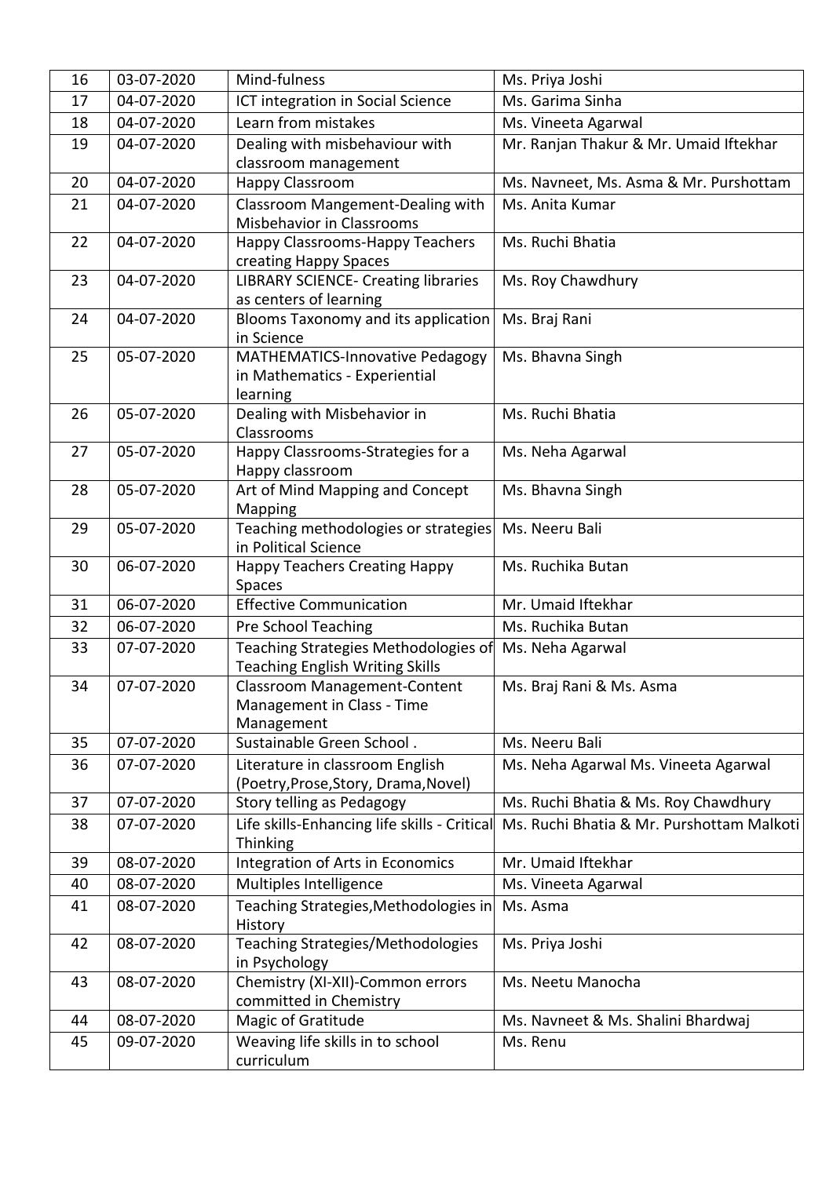| 16 | 03-07-2020 | Mind-fulness | Ms. Priya Joshi |
|---|---|---|---|
| 17 | 04-07-2020 | ICT integration in Social Science | Ms. Garima Sinha |
| 18 | 04-07-2020 | Learn from mistakes | Ms. Vineeta Agarwal |
| 19 | 04-07-2020 | Dealing with misbehaviour with classroom management | Mr. Ranjan Thakur & Mr. Umaid Iftekhar |
| 20 | 04-07-2020 | Happy Classroom | Ms. Navneet, Ms. Asma & Mr. Purshottam |
| 21 | 04-07-2020 | Classroom Mangement-Dealing with Misbehavior in Classrooms | Ms. Anita Kumar |
| 22 | 04-07-2020 | Happy Classrooms-Happy Teachers creating Happy Spaces | Ms. Ruchi Bhatia |
| 23 | 04-07-2020 | LIBRARY SCIENCE- Creating libraries as centers of learning | Ms. Roy Chawdhury |
| 24 | 04-07-2020 | Blooms Taxonomy and its application in Science | Ms. Braj Rani |
| 25 | 05-07-2020 | MATHEMATICS-Innovative Pedagogy in Mathematics - Experiential learning | Ms. Bhavna Singh |
| 26 | 05-07-2020 | Dealing with Misbehavior in Classrooms | Ms. Ruchi Bhatia |
| 27 | 05-07-2020 | Happy Classrooms-Strategies for a Happy classroom | Ms. Neha Agarwal |
| 28 | 05-07-2020 | Art of Mind Mapping and Concept Mapping | Ms. Bhavna Singh |
| 29 | 05-07-2020 | Teaching methodologies or strategies in Political Science | Ms. Neeru Bali |
| 30 | 06-07-2020 | Happy Teachers Creating Happy Spaces | Ms. Ruchika Butan |
| 31 | 06-07-2020 | Effective Communication | Mr. Umaid Iftekhar |
| 32 | 06-07-2020 | Pre School Teaching | Ms. Ruchika Butan |
| 33 | 07-07-2020 | Teaching Strategies Methodologies of Teaching English Writing Skills | Ms. Neha Agarwal |
| 34 | 07-07-2020 | Classroom Management-Content Management in Class - Time Management | Ms. Braj Rani & Ms. Asma |
| 35 | 07-07-2020 | Sustainable Green School . | Ms. Neeru Bali |
| 36 | 07-07-2020 | Literature in classroom English (Poetry,Prose,Story, Drama,Novel) | Ms. Neha Agarwal Ms. Vineeta Agarwal |
| 37 | 07-07-2020 | Story telling as Pedagogy | Ms. Ruchi Bhatia & Ms. Roy Chawdhury |
| 38 | 07-07-2020 | Life skills-Enhancing life skills - Critical Thinking | Ms. Ruchi Bhatia & Mr. Purshottam Malkoti |
| 39 | 08-07-2020 | Integration of Arts in Economics | Mr. Umaid Iftekhar |
| 40 | 08-07-2020 | Multiples Intelligence | Ms. Vineeta Agarwal |
| 41 | 08-07-2020 | Teaching Strategies,Methodologies in History | Ms. Asma |
| 42 | 08-07-2020 | Teaching Strategies/Methodologies in Psychology | Ms. Priya Joshi |
| 43 | 08-07-2020 | Chemistry (XI-XII)-Common errors committed in Chemistry | Ms. Neetu Manocha |
| 44 | 08-07-2020 | Magic of Gratitude | Ms. Navneet & Ms. Shalini Bhardwaj |
| 45 | 09-07-2020 | Weaving life skills in to school curriculum | Ms. Renu |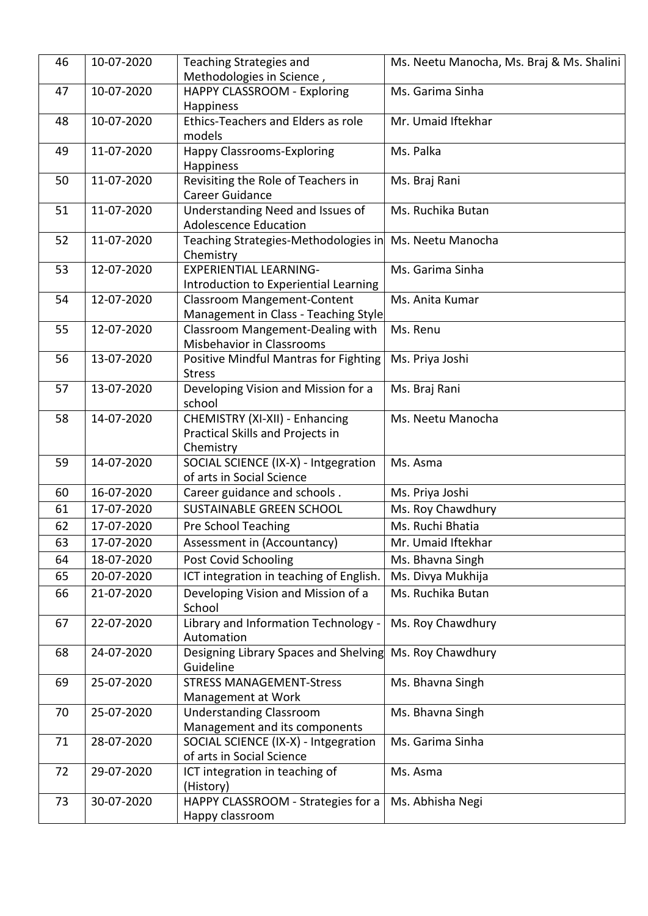| 46 | 10-07-2020 | Teaching Strategies and Methodologies in Science , | Ms. Neetu Manocha, Ms. Braj & Ms. Shalini |
|---|---|---|---|
| 47 | 10-07-2020 | HAPPY CLASSROOM - Exploring Happiness | Ms. Garima Sinha |
| 48 | 10-07-2020 | Ethics-Teachers and Elders as role models | Mr. Umaid Iftekhar |
| 49 | 11-07-2020 | Happy Classrooms-Exploring Happiness | Ms. Palka |
| 50 | 11-07-2020 | Revisiting the Role of Teachers in Career Guidance | Ms. Braj Rani |
| 51 | 11-07-2020 | Understanding Need and Issues of Adolescence Education | Ms. Ruchika Butan |
| 52 | 11-07-2020 | Teaching Strategies-Methodologies in Chemistry | Ms. Neetu Manocha |
| 53 | 12-07-2020 | EXPERIENTIAL LEARNING- Introduction to Experiential Learning | Ms. Garima Sinha |
| 54 | 12-07-2020 | Classroom Mangement-Content Management in Class - Teaching Style | Ms. Anita Kumar |
| 55 | 12-07-2020 | Classroom Mangement-Dealing with Misbehavior in Classrooms | Ms. Renu |
| 56 | 13-07-2020 | Positive Mindful Mantras for Fighting Stress | Ms. Priya Joshi |
| 57 | 13-07-2020 | Developing Vision and Mission for a school | Ms. Braj Rani |
| 58 | 14-07-2020 | CHEMISTRY (XI-XII) - Enhancing Practical Skills and Projects in Chemistry | Ms. Neetu Manocha |
| 59 | 14-07-2020 | SOCIAL SCIENCE (IX-X) - Intgegration of arts in Social Science | Ms. Asma |
| 60 | 16-07-2020 | Career guidance and schools . | Ms. Priya Joshi |
| 61 | 17-07-2020 | SUSTAINABLE GREEN SCHOOL | Ms. Roy Chawdhury |
| 62 | 17-07-2020 | Pre School Teaching | Ms. Ruchi Bhatia |
| 63 | 17-07-2020 | Assessment in (Accountancy) | Mr. Umaid Iftekhar |
| 64 | 18-07-2020 | Post Covid Schooling | Ms. Bhavna Singh |
| 65 | 20-07-2020 | ICT integration in teaching of English. | Ms. Divya Mukhija |
| 66 | 21-07-2020 | Developing Vision and Mission of a School | Ms. Ruchika Butan |
| 67 | 22-07-2020 | Library and Information Technology - Automation | Ms. Roy Chawdhury |
| 68 | 24-07-2020 | Designing Library Spaces and Shelving Guideline | Ms. Roy Chawdhury |
| 69 | 25-07-2020 | STRESS MANAGEMENT-Stress Management at Work | Ms. Bhavna Singh |
| 70 | 25-07-2020 | Understanding Classroom Management and its components | Ms. Bhavna Singh |
| 71 | 28-07-2020 | SOCIAL SCIENCE (IX-X) - Intgegration of arts in Social Science | Ms. Garima Sinha |
| 72 | 29-07-2020 | ICT integration in teaching of (History) | Ms. Asma |
| 73 | 30-07-2020 | HAPPY CLASSROOM - Strategies for a Happy classroom | Ms. Abhisha Negi |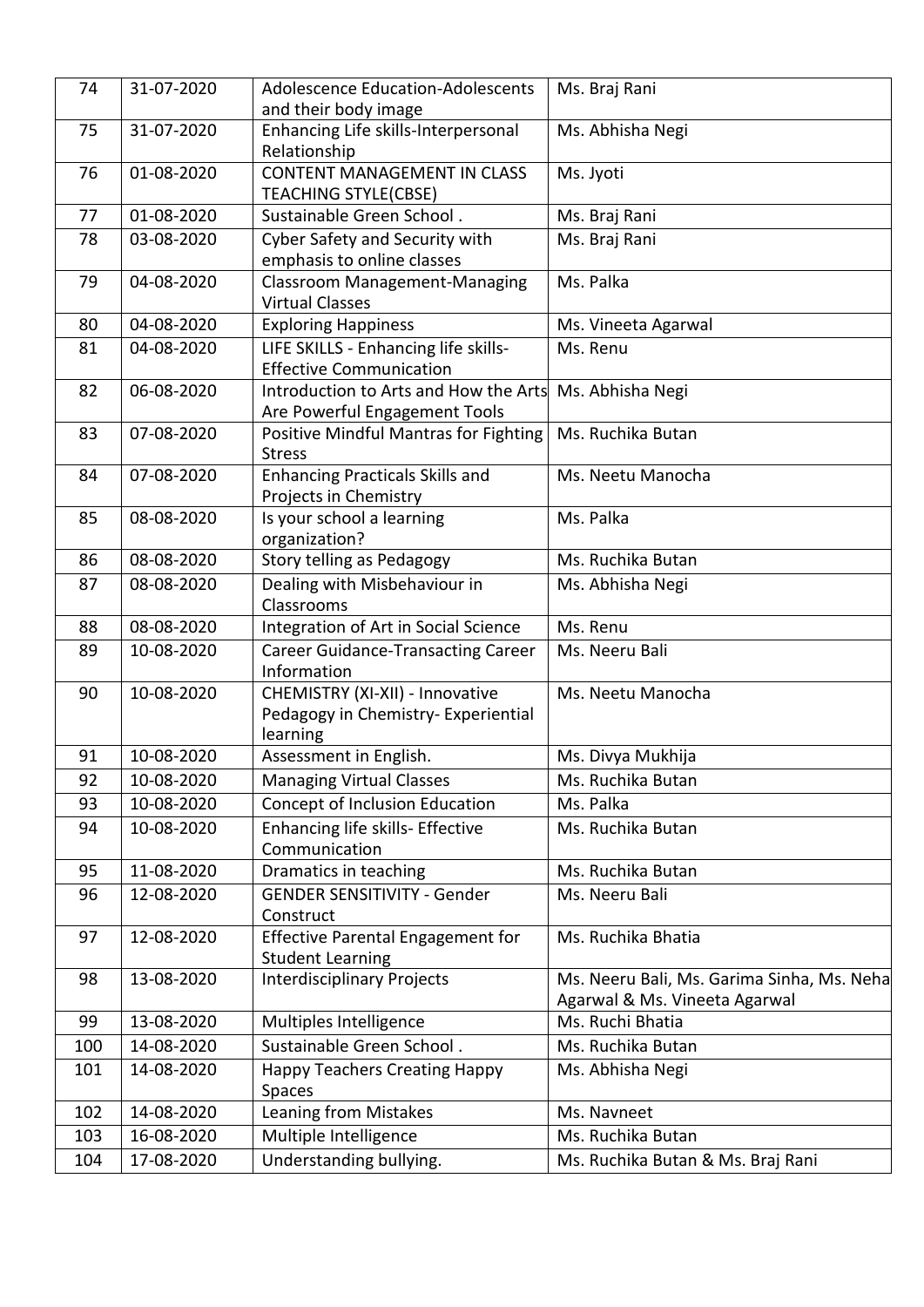| 74 | 31-07-2020 | Adolescence Education-Adolescents and their body image | Ms. Braj Rani |
|---|---|---|---|
| 75 | 31-07-2020 | Enhancing Life skills-Interpersonal Relationship | Ms. Abhisha Negi |
| 76 | 01-08-2020 | CONTENT MANAGEMENT IN CLASS TEACHING STYLE(CBSE) | Ms. Jyoti |
| 77 | 01-08-2020 | Sustainable Green School . | Ms. Braj Rani |
| 78 | 03-08-2020 | Cyber Safety and Security with emphasis to online classes | Ms. Braj Rani |
| 79 | 04-08-2020 | Classroom Management-Managing Virtual Classes | Ms. Palka |
| 80 | 04-08-2020 | Exploring Happiness | Ms. Vineeta Agarwal |
| 81 | 04-08-2020 | LIFE SKILLS - Enhancing life skills- Effective Communication | Ms. Renu |
| 82 | 06-08-2020 | Introduction to Arts and How the Arts Are Powerful Engagement Tools | Ms. Abhisha Negi |
| 83 | 07-08-2020 | Positive Mindful Mantras for Fighting Stress | Ms. Ruchika Butan |
| 84 | 07-08-2020 | Enhancing Practicals Skills and Projects in Chemistry | Ms. Neetu Manocha |
| 85 | 08-08-2020 | Is your school a learning organization? | Ms. Palka |
| 86 | 08-08-2020 | Story telling as Pedagogy | Ms. Ruchika Butan |
| 87 | 08-08-2020 | Dealing with Misbehaviour in Classrooms | Ms. Abhisha Negi |
| 88 | 08-08-2020 | Integration of Art in Social Science | Ms. Renu |
| 89 | 10-08-2020 | Career Guidance-Transacting Career Information | Ms. Neeru Bali |
| 90 | 10-08-2020 | CHEMISTRY (XI-XII) - Innovative Pedagogy in Chemistry- Experiential learning | Ms. Neetu Manocha |
| 91 | 10-08-2020 | Assessment in English. | Ms. Divya Mukhija |
| 92 | 10-08-2020 | Managing Virtual Classes | Ms. Ruchika Butan |
| 93 | 10-08-2020 | Concept of Inclusion Education | Ms. Palka |
| 94 | 10-08-2020 | Enhancing life skills- Effective Communication | Ms. Ruchika Butan |
| 95 | 11-08-2020 | Dramatics in teaching | Ms. Ruchika Butan |
| 96 | 12-08-2020 | GENDER SENSITIVITY - Gender Construct | Ms. Neeru Bali |
| 97 | 12-08-2020 | Effective Parental Engagement for Student Learning | Ms. Ruchika Bhatia |
| 98 | 13-08-2020 | Interdisciplinary Projects | Ms. Neeru Bali, Ms. Garima Sinha, Ms. Neha Agarwal & Ms. Vineeta Agarwal |
| 99 | 13-08-2020 | Multiples Intelligence | Ms. Ruchi Bhatia |
| 100 | 14-08-2020 | Sustainable Green School . | Ms. Ruchika Butan |
| 101 | 14-08-2020 | Happy Teachers Creating Happy Spaces | Ms. Abhisha Negi |
| 102 | 14-08-2020 | Leaning from Mistakes | Ms. Navneet |
| 103 | 16-08-2020 | Multiple Intelligence | Ms. Ruchika Butan |
| 104 | 17-08-2020 | Understanding bullying. | Ms. Ruchika Butan & Ms. Braj Rani |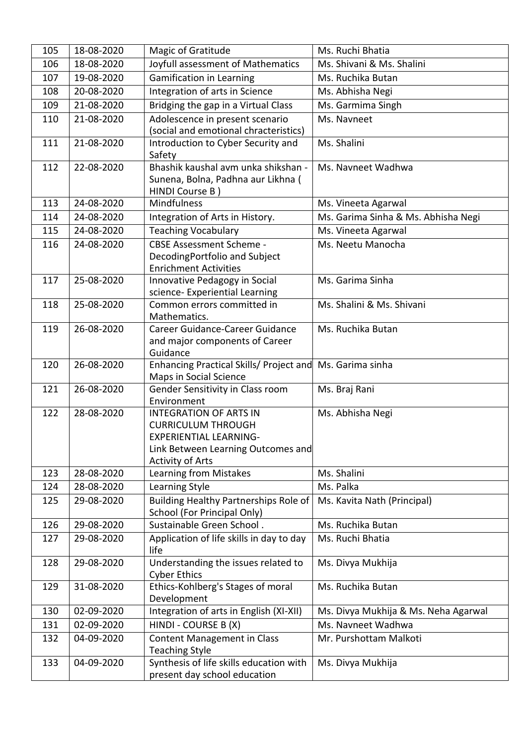| 105 | 18-08-2020 | Magic of Gratitude | Ms. Ruchi Bhatia |
|---|---|---|---|
| 106 | 18-08-2020 | Joyfull assessment of Mathematics | Ms. Shivani & Ms. Shalini |
| 107 | 19-08-2020 | Gamification in Learning | Ms. Ruchika Butan |
| 108 | 20-08-2020 | Integration of arts in Science | Ms. Abhisha Negi |
| 109 | 21-08-2020 | Bridging the gap in a Virtual Class | Ms. Garmima Singh |
| 110 | 21-08-2020 | Adolescence in present scenario (social and emotional chracteristics) | Ms. Navneet |
| 111 | 21-08-2020 | Introduction to Cyber Security and Safety | Ms. Shalini |
| 112 | 22-08-2020 | Bhashik kaushal avm unka shikshan - Sunena, Bolna, Padhna aur Likhna ( HINDI Course B ) | Ms. Navneet Wadhwa |
| 113 | 24-08-2020 | Mindfulness | Ms. Vineeta Agarwal |
| 114 | 24-08-2020 | Integration of Arts in History. | Ms. Garima Sinha & Ms. Abhisha Negi |
| 115 | 24-08-2020 | Teaching Vocabulary | Ms. Vineeta Agarwal |
| 116 | 24-08-2020 | CBSE Assessment Scheme - DecodingPortfolio and Subject Enrichment Activities | Ms. Neetu Manocha |
| 117 | 25-08-2020 | Innovative Pedagogy in Social science- Experiential Learning | Ms. Garima Sinha |
| 118 | 25-08-2020 | Common errors committed in Mathematics. | Ms. Shalini & Ms. Shivani |
| 119 | 26-08-2020 | Career Guidance-Career Guidance and major components of Career Guidance | Ms. Ruchika Butan |
| 120 | 26-08-2020 | Enhancing Practical Skills/ Project and Maps in Social Science | Ms. Garima sinha |
| 121 | 26-08-2020 | Gender Sensitivity in Class room Environment | Ms. Braj Rani |
| 122 | 28-08-2020 | INTEGRATION OF ARTS IN CURRICULUM THROUGH EXPERIENTIAL LEARNING- Link Between Learning Outcomes and Activity of Arts | Ms. Abhisha Negi |
| 123 | 28-08-2020 | Learning from Mistakes | Ms. Shalini |
| 124 | 28-08-2020 | Learning Style | Ms. Palka |
| 125 | 29-08-2020 | Building Healthy Partnerships Role of School (For Principal Only) | Ms. Kavita Nath (Principal) |
| 126 | 29-08-2020 | Sustainable Green School . | Ms. Ruchika Butan |
| 127 | 29-08-2020 | Application of life skills in day to day life | Ms. Ruchi Bhatia |
| 128 | 29-08-2020 | Understanding the issues related to Cyber Ethics | Ms. Divya Mukhija |
| 129 | 31-08-2020 | Ethics-Kohlberg's Stages of moral Development | Ms. Ruchika Butan |
| 130 | 02-09-2020 | Integration of arts in English (XI-XII) | Ms. Divya Mukhija & Ms. Neha Agarwal |
| 131 | 02-09-2020 | HINDI - COURSE B (X) | Ms. Navneet Wadhwa |
| 132 | 04-09-2020 | Content Management in Class Teaching Style | Mr. Purshottam Malkoti |
| 133 | 04-09-2020 | Synthesis of life skills education with present day school education | Ms. Divya Mukhija |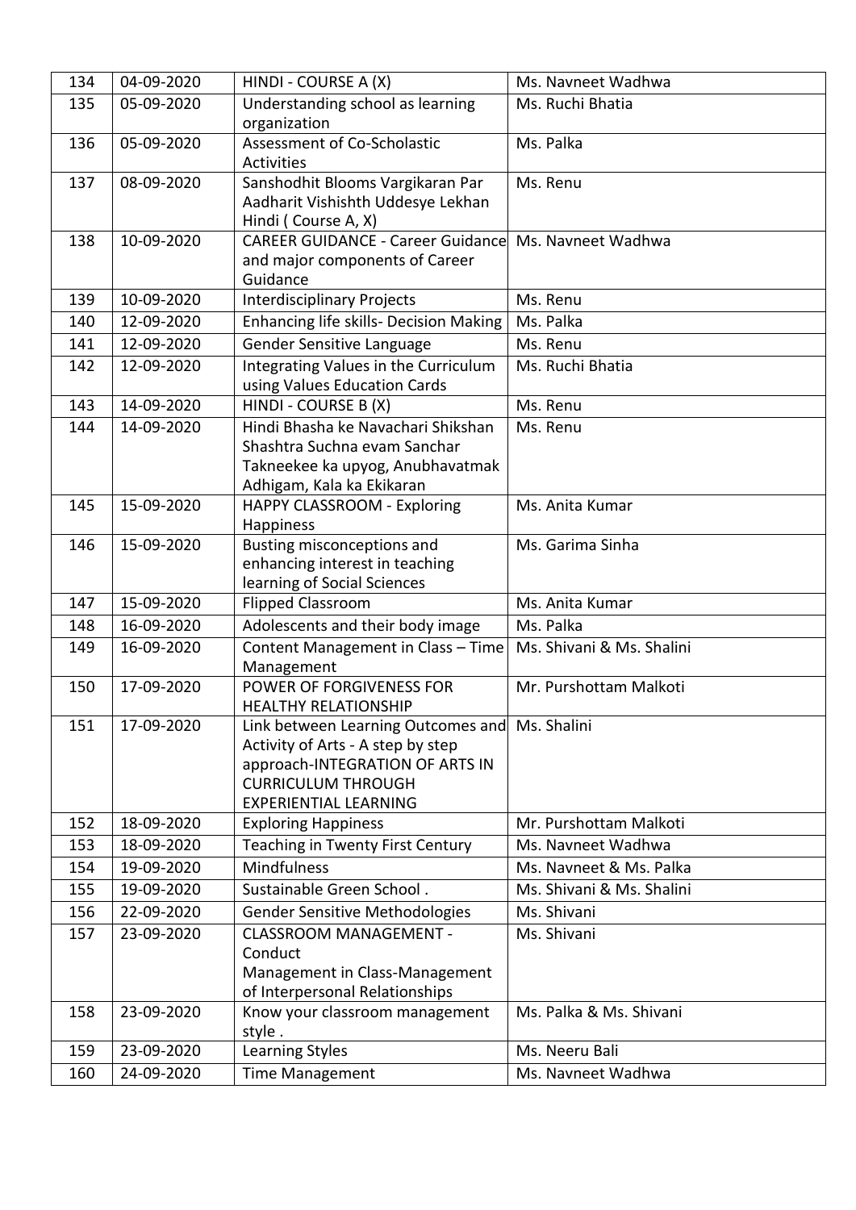| 134 | 04-09-2020 | HINDI - COURSE A (X) | Ms. Navneet Wadhwa |
|---|---|---|---|
| 135 | 05-09-2020 | Understanding school as learning organization | Ms. Ruchi Bhatia |
| 136 | 05-09-2020 | Assessment of Co-Scholastic Activities | Ms. Palka |
| 137 | 08-09-2020 | Sanshodhit Blooms Vargikaran Par Aadharit Vishishth Uddesye Lekhan Hindi ( Course A, X) | Ms. Renu |
| 138 | 10-09-2020 | CAREER GUIDANCE - Career Guidance and major components of Career Guidance | Ms. Navneet Wadhwa |
| 139 | 10-09-2020 | Interdisciplinary Projects | Ms. Renu |
| 140 | 12-09-2020 | Enhancing life skills- Decision Making | Ms. Palka |
| 141 | 12-09-2020 | Gender Sensitive Language | Ms. Renu |
| 142 | 12-09-2020 | Integrating Values in the Curriculum using Values Education Cards | Ms. Ruchi Bhatia |
| 143 | 14-09-2020 | HINDI - COURSE B (X) | Ms. Renu |
| 144 | 14-09-2020 | Hindi Bhasha ke Navachari Shikshan Shashtra Suchna evam Sanchar Takneekee ka upyog, Anubhavatmak Adhigam, Kala ka Ekikaran | Ms. Renu |
| 145 | 15-09-2020 | HAPPY CLASSROOM - Exploring Happiness | Ms. Anita Kumar |
| 146 | 15-09-2020 | Busting misconceptions and enhancing interest in teaching learning of Social Sciences | Ms. Garima Sinha |
| 147 | 15-09-2020 | Flipped Classroom | Ms. Anita Kumar |
| 148 | 16-09-2020 | Adolescents and their body image | Ms. Palka |
| 149 | 16-09-2020 | Content Management in Class – Time Management | Ms. Shivani & Ms. Shalini |
| 150 | 17-09-2020 | POWER OF FORGIVENESS FOR HEALTHY RELATIONSHIP | Mr. Purshottam Malkoti |
| 151 | 17-09-2020 | Link between Learning Outcomes and Activity of Arts - A step by step approach-INTEGRATION OF ARTS IN CURRICULUM THROUGH EXPERIENTIAL LEARNING | Ms. Shalini |
| 152 | 18-09-2020 | Exploring Happiness | Mr. Purshottam Malkoti |
| 153 | 18-09-2020 | Teaching in Twenty First Century | Ms. Navneet Wadhwa |
| 154 | 19-09-2020 | Mindfulness | Ms. Navneet & Ms. Palka |
| 155 | 19-09-2020 | Sustainable Green School . | Ms. Shivani & Ms. Shalini |
| 156 | 22-09-2020 | Gender Sensitive Methodologies | Ms. Shivani |
| 157 | 23-09-2020 | CLASSROOM MANAGEMENT - Conduct Management in Class-Management of Interpersonal Relationships | Ms. Shivani |
| 158 | 23-09-2020 | Know your classroom management style . | Ms. Palka & Ms. Shivani |
| 159 | 23-09-2020 | Learning Styles | Ms. Neeru Bali |
| 160 | 24-09-2020 | Time Management | Ms. Navneet Wadhwa |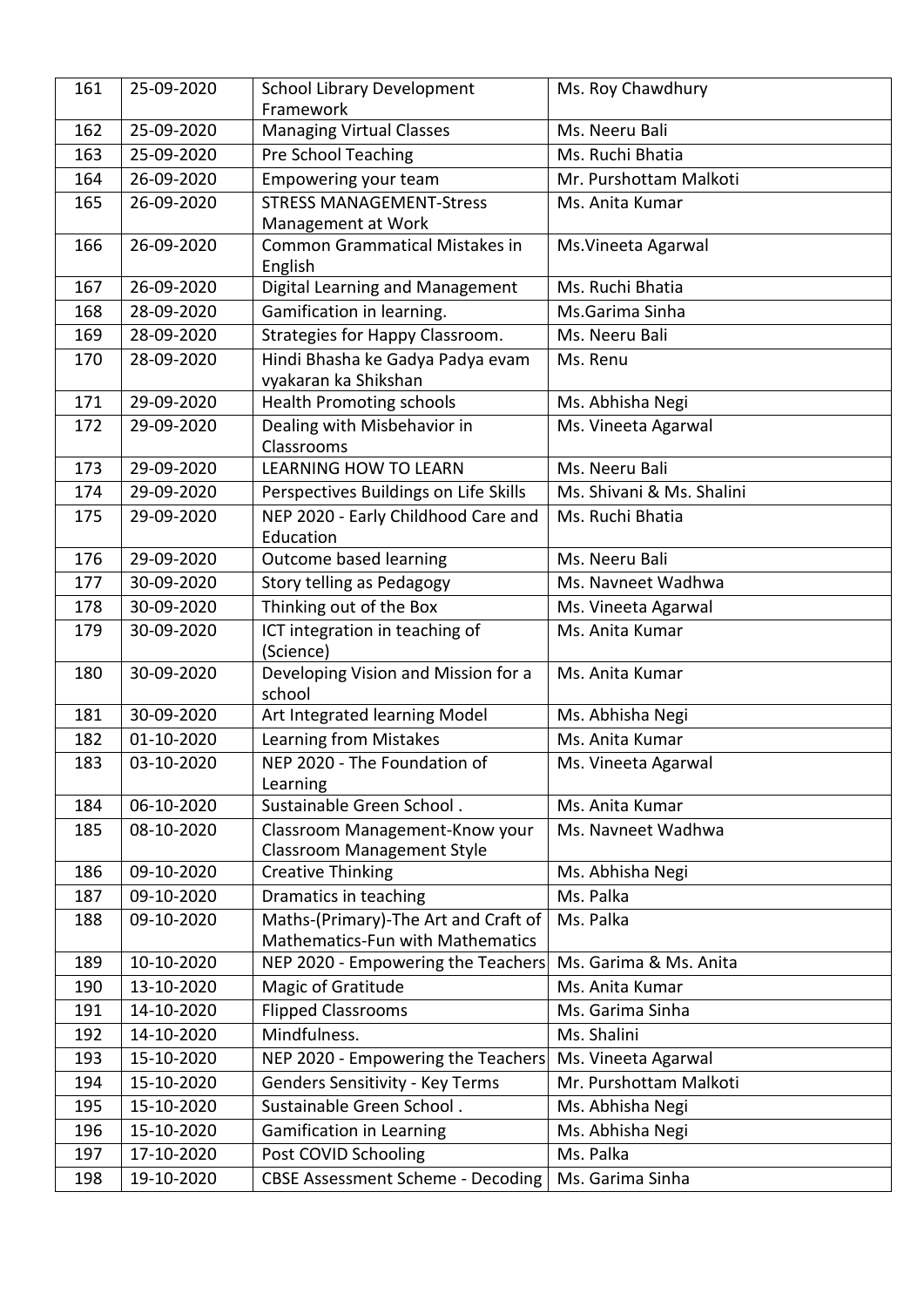| 161 | 25-09-2020 | School Library Development Framework | Ms. Roy Chawdhury |
|---|---|---|---|
| 162 | 25-09-2020 | Managing Virtual Classes | Ms. Neeru Bali |
| 163 | 25-09-2020 | Pre School Teaching | Ms. Ruchi Bhatia |
| 164 | 26-09-2020 | Empowering your team | Mr. Purshottam Malkoti |
| 165 | 26-09-2020 | STRESS MANAGEMENT-Stress Management at Work | Ms. Anita Kumar |
| 166 | 26-09-2020 | Common Grammatical Mistakes in English | Ms.Vineeta Agarwal |
| 167 | 26-09-2020 | Digital Learning and Management | Ms. Ruchi Bhatia |
| 168 | 28-09-2020 | Gamification in learning. | Ms.Garima Sinha |
| 169 | 28-09-2020 | Strategies for Happy Classroom. | Ms. Neeru Bali |
| 170 | 28-09-2020 | Hindi Bhasha ke Gadya Padya evam vyakaran ka Shikshan | Ms. Renu |
| 171 | 29-09-2020 | Health Promoting schools | Ms. Abhisha Negi |
| 172 | 29-09-2020 | Dealing with Misbehavior in Classrooms | Ms. Vineeta Agarwal |
| 173 | 29-09-2020 | LEARNING HOW TO LEARN | Ms. Neeru Bali |
| 174 | 29-09-2020 | Perspectives Buildings on Life Skills | Ms. Shivani & Ms. Shalini |
| 175 | 29-09-2020 | NEP 2020 - Early Childhood Care and Education | Ms. Ruchi Bhatia |
| 176 | 29-09-2020 | Outcome based learning | Ms. Neeru Bali |
| 177 | 30-09-2020 | Story telling as Pedagogy | Ms. Navneet Wadhwa |
| 178 | 30-09-2020 | Thinking out of the Box | Ms. Vineeta Agarwal |
| 179 | 30-09-2020 | ICT integration in teaching of (Science) | Ms. Anita Kumar |
| 180 | 30-09-2020 | Developing Vision and Mission for a school | Ms. Anita Kumar |
| 181 | 30-09-2020 | Art Integrated learning Model | Ms. Abhisha Negi |
| 182 | 01-10-2020 | Learning from Mistakes | Ms. Anita Kumar |
| 183 | 03-10-2020 | NEP 2020 - The Foundation of Learning | Ms. Vineeta Agarwal |
| 184 | 06-10-2020 | Sustainable Green School . | Ms. Anita Kumar |
| 185 | 08-10-2020 | Classroom Management-Know your Classroom Management Style | Ms. Navneet Wadhwa |
| 186 | 09-10-2020 | Creative Thinking | Ms. Abhisha Negi |
| 187 | 09-10-2020 | Dramatics in teaching | Ms. Palka |
| 188 | 09-10-2020 | Maths-(Primary)-The Art and Craft of Mathematics-Fun with Mathematics | Ms. Palka |
| 189 | 10-10-2020 | NEP 2020 - Empowering the Teachers | Ms. Garima & Ms. Anita |
| 190 | 13-10-2020 | Magic of Gratitude | Ms. Anita Kumar |
| 191 | 14-10-2020 | Flipped Classrooms | Ms. Garima Sinha |
| 192 | 14-10-2020 | Mindfulness. | Ms. Shalini |
| 193 | 15-10-2020 | NEP 2020 - Empowering the Teachers | Ms. Vineeta Agarwal |
| 194 | 15-10-2020 | Genders Sensitivity - Key Terms | Mr. Purshottam Malkoti |
| 195 | 15-10-2020 | Sustainable Green School . | Ms. Abhisha Negi |
| 196 | 15-10-2020 | Gamification in Learning | Ms. Abhisha Negi |
| 197 | 17-10-2020 | Post COVID Schooling | Ms. Palka |
| 198 | 19-10-2020 | CBSE Assessment Scheme - Decoding | Ms. Garima Sinha |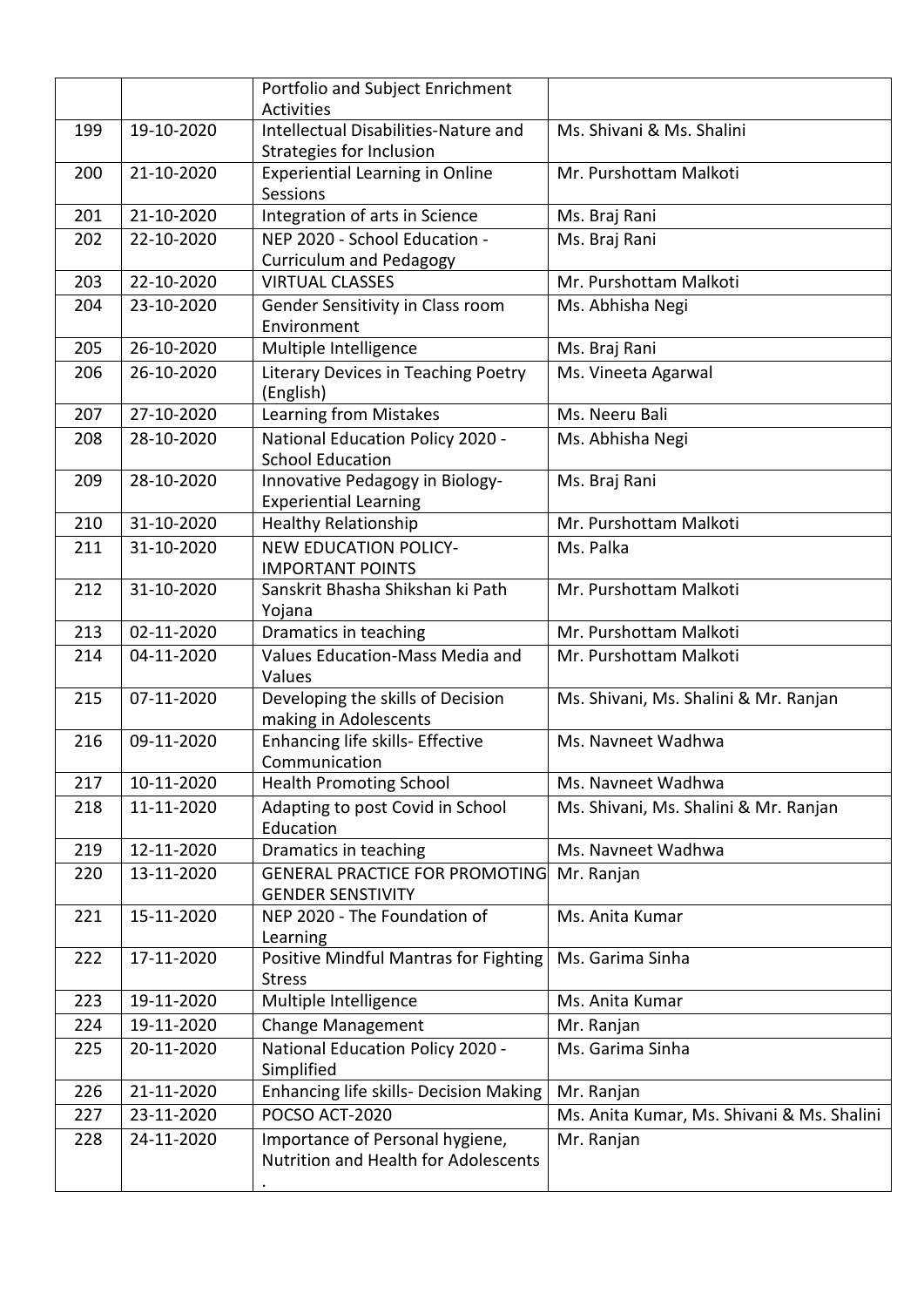|  |  | Portfolio and Subject Enrichment Activities |  |
|---|---|---|---|
| 199 | 19-10-2020 | Intellectual Disabilities-Nature and Strategies for Inclusion | Ms. Shivani & Ms. Shalini |
| 200 | 21-10-2020 | Experiential Learning in Online Sessions | Mr. Purshottam Malkoti |
| 201 | 21-10-2020 | Integration of arts in Science | Ms. Braj Rani |
| 202 | 22-10-2020 | NEP 2020 - School Education - Curriculum and Pedagogy | Ms. Braj Rani |
| 203 | 22-10-2020 | VIRTUAL CLASSES | Mr. Purshottam Malkoti |
| 204 | 23-10-2020 | Gender Sensitivity in Class room Environment | Ms. Abhisha Negi |
| 205 | 26-10-2020 | Multiple Intelligence | Ms. Braj Rani |
| 206 | 26-10-2020 | Literary Devices in Teaching Poetry (English) | Ms. Vineeta Agarwal |
| 207 | 27-10-2020 | Learning from Mistakes | Ms. Neeru Bali |
| 208 | 28-10-2020 | National Education Policy 2020 - School Education | Ms. Abhisha Negi |
| 209 | 28-10-2020 | Innovative Pedagogy in Biology-Experiential Learning | Ms. Braj Rani |
| 210 | 31-10-2020 | Healthy Relationship | Mr. Purshottam Malkoti |
| 211 | 31-10-2020 | NEW EDUCATION POLICY-IMPORTANT POINTS | Ms. Palka |
| 212 | 31-10-2020 | Sanskrit Bhasha Shikshan ki Path Yojana | Mr. Purshottam Malkoti |
| 213 | 02-11-2020 | Dramatics in teaching | Mr. Purshottam Malkoti |
| 214 | 04-11-2020 | Values Education-Mass Media and Values | Mr. Purshottam Malkoti |
| 215 | 07-11-2020 | Developing the skills of Decision making in Adolescents | Ms. Shivani, Ms. Shalini & Mr. Ranjan |
| 216 | 09-11-2020 | Enhancing life skills- Effective Communication | Ms. Navneet Wadhwa |
| 217 | 10-11-2020 | Health Promoting School | Ms. Navneet Wadhwa |
| 218 | 11-11-2020 | Adapting to post Covid in School Education | Ms. Shivani, Ms. Shalini & Mr. Ranjan |
| 219 | 12-11-2020 | Dramatics in teaching | Ms. Navneet Wadhwa |
| 220 | 13-11-2020 | GENERAL PRACTICE FOR PROMOTING GENDER SENSTIVITY | Mr. Ranjan |
| 221 | 15-11-2020 | NEP 2020 - The Foundation of Learning | Ms. Anita Kumar |
| 222 | 17-11-2020 | Positive Mindful Mantras for Fighting Stress | Ms. Garima Sinha |
| 223 | 19-11-2020 | Multiple Intelligence | Ms. Anita Kumar |
| 224 | 19-11-2020 | Change Management | Mr. Ranjan |
| 225 | 20-11-2020 | National Education Policy 2020 - Simplified | Ms. Garima Sinha |
| 226 | 21-11-2020 | Enhancing life skills- Decision Making | Mr. Ranjan |
| 227 | 23-11-2020 | POCSO ACT-2020 | Ms. Anita Kumar, Ms. Shivani & Ms. Shalini |
| 228 | 24-11-2020 | Importance of Personal hygiene, Nutrition and Health for Adolescents . | Mr. Ranjan |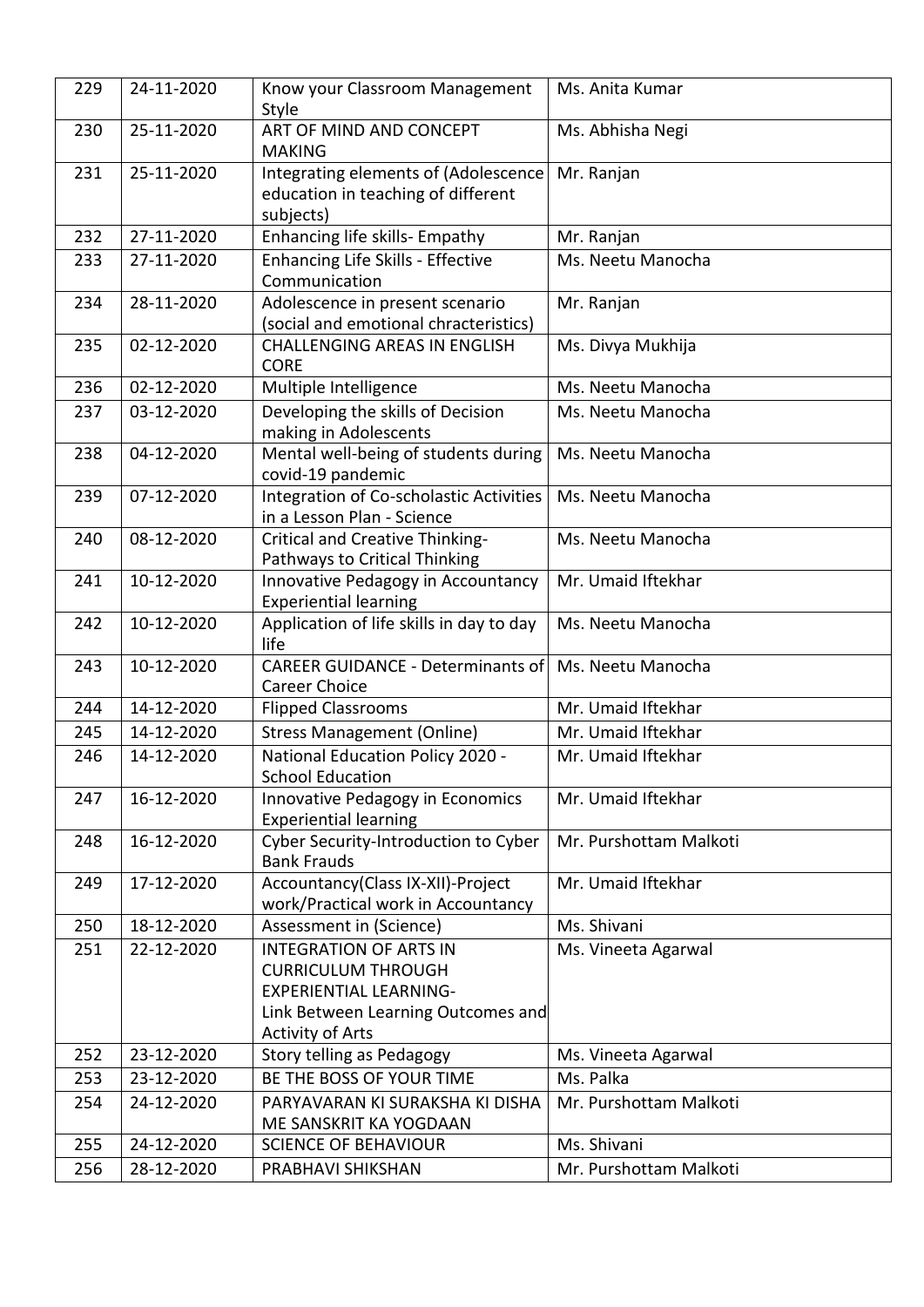| 229 | 24-11-2020 | Know your Classroom Management Style | Ms. Anita Kumar |
|---|---|---|---|
| 230 | 25-11-2020 | ART OF MIND AND CONCEPT MAKING | Ms. Abhisha Negi |
| 231 | 25-11-2020 | Integrating elements of (Adolescence education in teaching of different subjects) | Mr. Ranjan |
| 232 | 27-11-2020 | Enhancing life skills- Empathy | Mr. Ranjan |
| 233 | 27-11-2020 | Enhancing Life Skills - Effective Communication | Ms. Neetu Manocha |
| 234 | 28-11-2020 | Adolescence in present scenario (social and emotional chracteristics) | Mr. Ranjan |
| 235 | 02-12-2020 | CHALLENGING AREAS IN ENGLISH CORE | Ms. Divya Mukhija |
| 236 | 02-12-2020 | Multiple Intelligence | Ms. Neetu Manocha |
| 237 | 03-12-2020 | Developing the skills of Decision making in Adolescents | Ms. Neetu Manocha |
| 238 | 04-12-2020 | Mental well-being of students during covid-19 pandemic | Ms. Neetu Manocha |
| 239 | 07-12-2020 | Integration of Co-scholastic Activities in a Lesson Plan - Science | Ms. Neetu Manocha |
| 240 | 08-12-2020 | Critical and Creative Thinking- Pathways to Critical Thinking | Ms. Neetu Manocha |
| 241 | 10-12-2020 | Innovative Pedagogy in Accountancy Experiential learning | Mr. Umaid Iftekhar |
| 242 | 10-12-2020 | Application of life skills in day to day life | Ms. Neetu Manocha |
| 243 | 10-12-2020 | CAREER GUIDANCE - Determinants of Career Choice | Ms. Neetu Manocha |
| 244 | 14-12-2020 | Flipped Classrooms | Mr. Umaid Iftekhar |
| 245 | 14-12-2020 | Stress Management (Online) | Mr. Umaid Iftekhar |
| 246 | 14-12-2020 | National Education Policy 2020 - School Education | Mr. Umaid Iftekhar |
| 247 | 16-12-2020 | Innovative Pedagogy in Economics Experiential learning | Mr. Umaid Iftekhar |
| 248 | 16-12-2020 | Cyber Security-Introduction to Cyber Bank Frauds | Mr. Purshottam Malkoti |
| 249 | 17-12-2020 | Accountancy(Class IX-XII)-Project work/Practical work in Accountancy | Mr. Umaid Iftekhar |
| 250 | 18-12-2020 | Assessment in (Science) | Ms. Shivani |
| 251 | 22-12-2020 | INTEGRATION OF ARTS IN CURRICULUM THROUGH EXPERIENTIAL LEARNING- Link Between Learning Outcomes and Activity of Arts | Ms. Vineeta Agarwal |
| 252 | 23-12-2020 | Story telling as Pedagogy | Ms. Vineeta Agarwal |
| 253 | 23-12-2020 | BE THE BOSS OF YOUR TIME | Ms. Palka |
| 254 | 24-12-2020 | PARYAVARAN KI SURAKSHA KI DISHA ME SANSKRIT KA YOGDAAN | Mr. Purshottam Malkoti |
| 255 | 24-12-2020 | SCIENCE OF BEHAVIOUR | Ms. Shivani |
| 256 | 28-12-2020 | PRABHAVI SHIKSHAN | Mr. Purshottam Malkoti |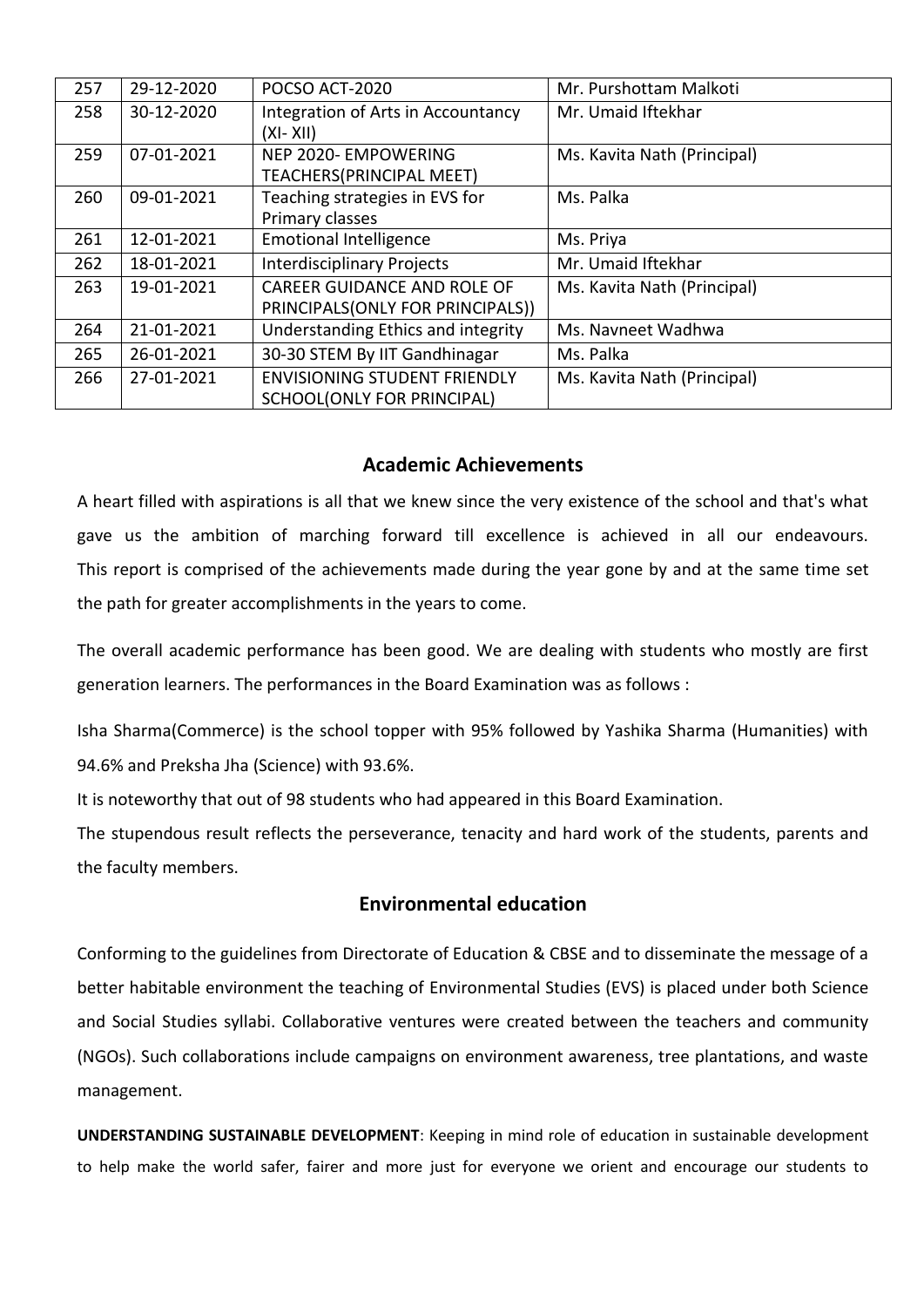| 257 | 29-12-2020 | POCSO ACT-2020 | Mr. Purshottam Malkoti |
|---|---|---|---|
| 258 | 30-12-2020 | Integration of Arts in Accountancy (XI- XII) | Mr. Umaid Iftekhar |
| 259 | 07-01-2021 | NEP 2020- EMPOWERING TEACHERS(PRINCIPAL MEET) | Ms. Kavita Nath (Principal) |
| 260 | 09-01-2021 | Teaching strategies in EVS for Primary classes | Ms. Palka |
| 261 | 12-01-2021 | Emotional Intelligence | Ms. Priya |
| 262 | 18-01-2021 | Interdisciplinary Projects | Mr. Umaid Iftekhar |
| 263 | 19-01-2021 | CAREER GUIDANCE AND ROLE OF PRINCIPALS(ONLY FOR PRINCIPALS)) | Ms. Kavita Nath (Principal) |
| 264 | 21-01-2021 | Understanding Ethics and integrity | Ms. Navneet Wadhwa |
| 265 | 26-01-2021 | 30-30 STEM By IIT Gandhinagar | Ms. Palka |
| 266 | 27-01-2021 | ENVISIONING STUDENT FRIENDLY SCHOOL(ONLY FOR PRINCIPAL) | Ms. Kavita Nath (Principal) |

## Academic Achievements

A heart filled with aspirations is all that we knew since the very existence of the school and that's what gave us the ambition of marching forward till excellence is achieved in all our endeavours. This report is comprised of the achievements made during the year gone by and at the same time set the path for greater accomplishments in the years to come.

The overall academic performance has been good. We are dealing with students who mostly are first generation learners. The performances in the Board Examination was as follows :

Isha Sharma(Commerce) is the school topper with 95% followed by Yashika Sharma (Humanities) with 94.6% and Preksha Jha (Science) with 93.6%.

It is noteworthy that out of 98 students who had appeared in this Board Examination.

The stupendous result reflects the perseverance, tenacity and hard work of the students, parents and the faculty members.

## Environmental education

Conforming to the guidelines from Directorate of Education & CBSE and to disseminate the message of a better habitable environment the teaching of Environmental Studies (EVS) is placed under both Science and Social Studies syllabi. Collaborative ventures were created between the teachers and community (NGOs). Such collaborations include campaigns on environment awareness, tree plantations, and waste management.

**UNDERSTANDING SUSTAINABLE DEVELOPMENT**: Keeping in mind role of education in sustainable development to help make the world safer, fairer and more just for everyone we orient and encourage our students to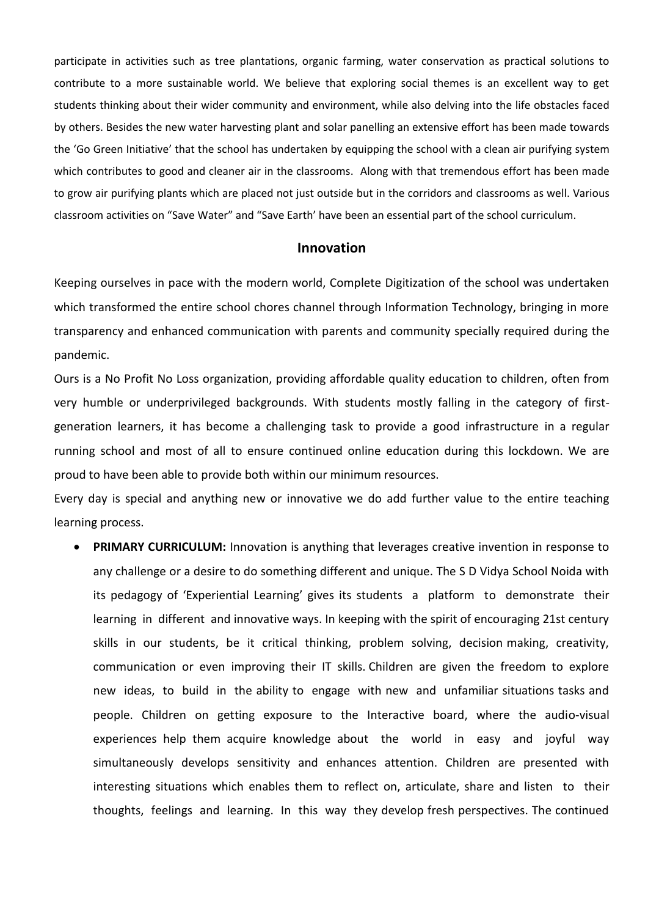participate in activities such as tree plantations, organic farming, water conservation as practical solutions to contribute to a more sustainable world. We believe that exploring social themes is an excellent way to get students thinking about their wider community and environment, while also delving into the life obstacles faced by others. Besides the new water harvesting plant and solar panelling an extensive effort has been made towards the 'Go Green Initiative' that the school has undertaken by equipping the school with a clean air purifying system which contributes to good and cleaner air in the classrooms. Along with that tremendous effort has been made to grow air purifying plants which are placed not just outside but in the corridors and classrooms as well. Various classroom activities on "Save Water" and "Save Earth' have been an essential part of the school curriculum.

## Innovation

Keeping ourselves in pace with the modern world, Complete Digitization of the school was undertaken which transformed the entire school chores channel through Information Technology, bringing in more transparency and enhanced communication with parents and community specially required during the pandemic.

Ours is a No Profit No Loss organization, providing affordable quality education to children, often from very humble or underprivileged backgrounds. With students mostly falling in the category of first-generation learners, it has become a challenging task to provide a good infrastructure in a regular running school and most of all to ensure continued online education during this lockdown. We are proud to have been able to provide both within our minimum resources.

Every day is special and anything new or innovative we do add further value to the entire teaching learning process.

- **PRIMARY CURRICULUM:** Innovation is anything that leverages creative invention in response to any challenge or a desire to do something different and unique. The S D Vidya School Noida with its pedagogy of 'Experiential Learning' gives its students a platform to demonstrate their learning in different and innovative ways. In keeping with the spirit of encouraging 21st century skills in our students, be it critical thinking, problem solving, decision making, creativity, communication or even improving their IT skills. Children are given the freedom to explore new ideas, to build in the ability to engage with new and unfamiliar situations tasks and people. Children on getting exposure to the Interactive board, where the audio-visual experiences help them acquire knowledge about the world in easy and joyful way simultaneously develops sensitivity and enhances attention. Children are presented with interesting situations which enables them to reflect on, articulate, share and listen to their thoughts, feelings and learning. In this way they develop fresh perspectives. The continued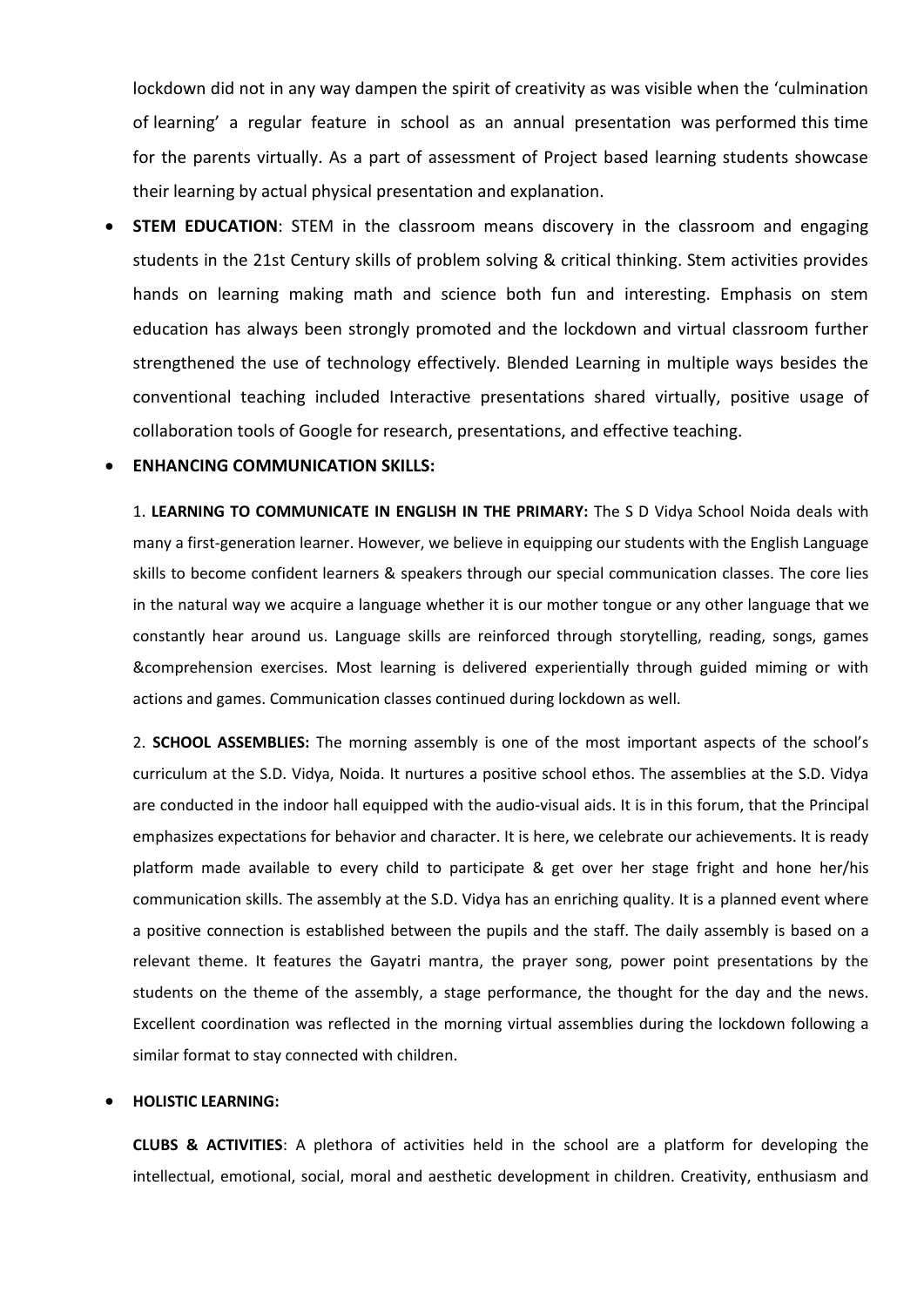lockdown did not in any way dampen the spirit of creativity as was visible when the 'culmination of learning' a regular feature in school as an annual presentation was performed this time for the parents virtually. As a part of assessment of Project based learning students showcase their learning by actual physical presentation and explanation.

- **STEM EDUCATION**: STEM in the classroom means discovery in the classroom and engaging students in the 21st Century skills of problem solving & critical thinking. Stem activities provides hands on learning making math and science both fun and interesting. Emphasis on stem education has always been strongly promoted and the lockdown and virtual classroom further strengthened the use of technology effectively. Blended Learning in multiple ways besides the conventional teaching included Interactive presentations shared virtually, positive usage of collaboration tools of Google for research, presentations, and effective teaching.

- **ENHANCING COMMUNICATION SKILLS:**

  1. **LEARNING TO COMMUNICATE IN ENGLISH IN THE PRIMARY:** The S D Vidya School Noida deals with many a first-generation learner. However, we believe in equipping our students with the English Language skills to become confident learners & speakers through our special communication classes. The core lies in the natural way we acquire a language whether it is our mother tongue or any other language that we constantly hear around us. Language skills are reinforced through storytelling, reading, songs, games &comprehension exercises. Most learning is delivered experientially through guided miming or with actions and games. Communication classes continued during lockdown as well.

  2. **SCHOOL ASSEMBLIES:** The morning assembly is one of the most important aspects of the school's curriculum at the S.D. Vidya, Noida. It nurtures a positive school ethos. The assemblies at the S.D. Vidya are conducted in the indoor hall equipped with the audio-visual aids. It is in this forum, that the Principal emphasizes expectations for behavior and character. It is here, we celebrate our achievements. It is ready platform made available to every child to participate & get over her stage fright and hone her/his communication skills. The assembly at the S.D. Vidya has an enriching quality. It is a planned event where a positive connection is established between the pupils and the staff. The daily assembly is based on a relevant theme. It features the Gayatri mantra, the prayer song, power point presentations by the students on the theme of the assembly, a stage performance, the thought for the day and the news. Excellent coordination was reflected in the morning virtual assemblies during the lockdown following a similar format to stay connected with children.

- **HOLISTIC LEARNING:**

  **CLUBS & ACTIVITIES**: A plethora of activities held in the school are a platform for developing the intellectual, emotional, social, moral and aesthetic development in children. Creativity, enthusiasm and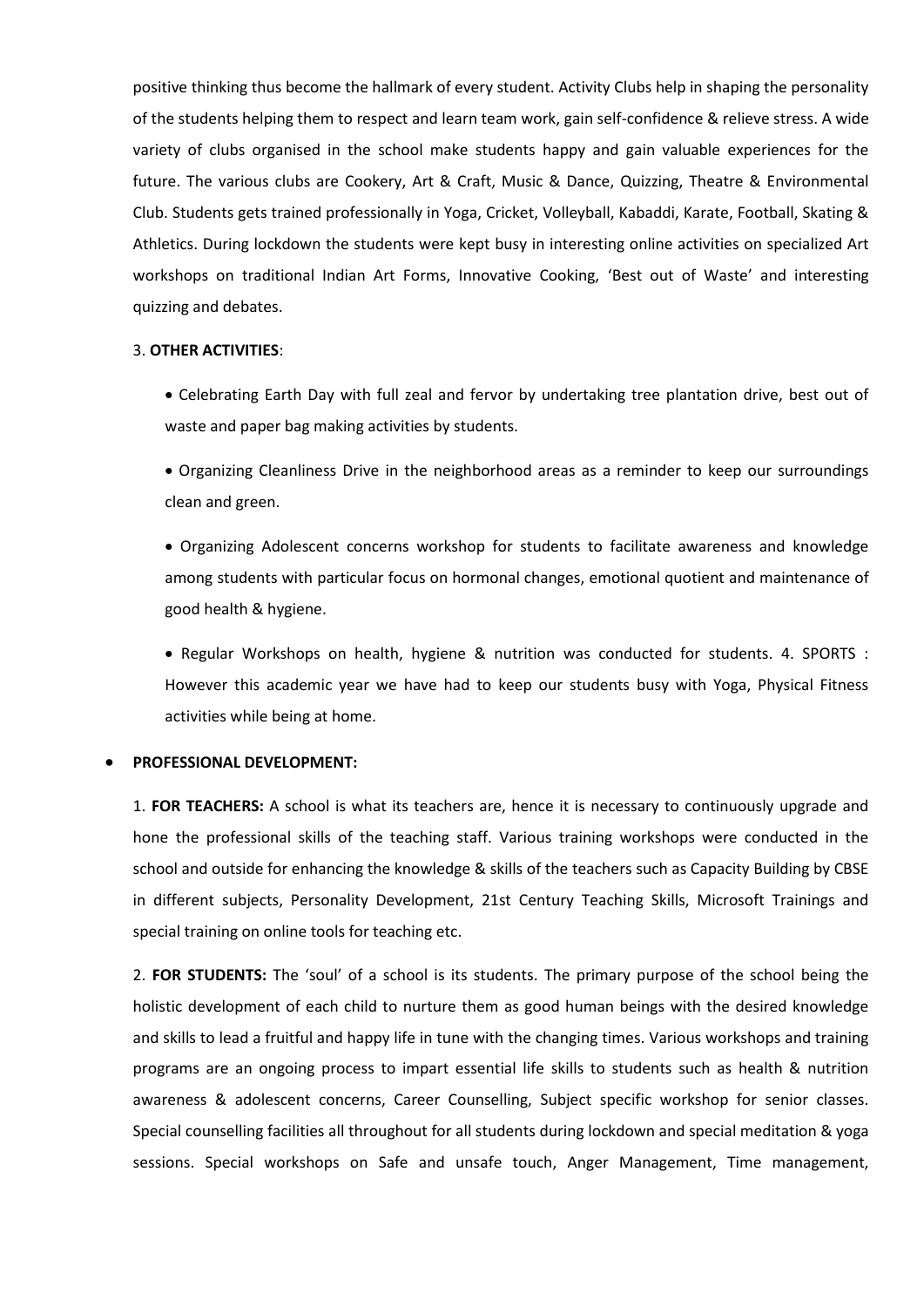positive thinking thus become the hallmark of every student. Activity Clubs help in shaping the personality of the students helping them to respect and learn team work, gain self-confidence & relieve stress. A wide variety of clubs organised in the school make students happy and gain valuable experiences for the future. The various clubs are Cookery, Art & Craft, Music & Dance, Quizzing, Theatre & Environmental Club. Students gets trained professionally in Yoga, Cricket, Volleyball, Kabaddi, Karate, Football, Skating & Athletics. During lockdown the students were kept busy in interesting online activities on specialized Art workshops on traditional Indian Art Forms, Innovative Cooking, 'Best out of Waste' and interesting quizzing and debates.

3. **OTHER ACTIVITIES**:

- Celebrating Earth Day with full zeal and fervor by undertaking tree plantation drive, best out of waste and paper bag making activities by students.
- Organizing Cleanliness Drive in the neighborhood areas as a reminder to keep our surroundings clean and green.
- Organizing Adolescent concerns workshop for students to facilitate awareness and knowledge among students with particular focus on hormonal changes, emotional quotient and maintenance of good health & hygiene.
- Regular Workshops on health, hygiene & nutrition was conducted for students. 4. SPORTS : However this academic year we have had to keep our students busy with Yoga, Physical Fitness activities while being at home.

- **PROFESSIONAL DEVELOPMENT:**

1. **FOR TEACHERS:** A school is what its teachers are, hence it is necessary to continuously upgrade and hone the professional skills of the teaching staff. Various training workshops were conducted in the school and outside for enhancing the knowledge & skills of the teachers such as Capacity Building by CBSE in different subjects, Personality Development, 21st Century Teaching Skills, Microsoft Trainings and special training on online tools for teaching etc.

2. **FOR STUDENTS:** The 'soul' of a school is its students. The primary purpose of the school being the holistic development of each child to nurture them as good human beings with the desired knowledge and skills to lead a fruitful and happy life in tune with the changing times. Various workshops and training programs are an ongoing process to impart essential life skills to students such as health & nutrition awareness & adolescent concerns, Career Counselling, Subject specific workshop for senior classes. Special counselling facilities all throughout for all students during lockdown and special meditation & yoga sessions. Special workshops on Safe and unsafe touch, Anger Management, Time management,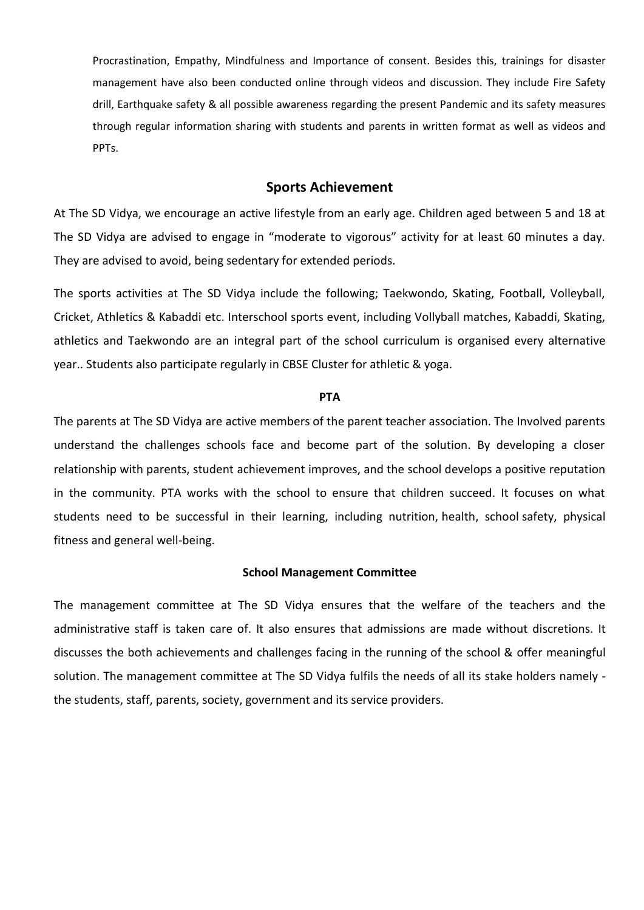Procrastination, Empathy, Mindfulness and Importance of consent. Besides this, trainings for disaster management have also been conducted online through videos and discussion. They include Fire Safety drill, Earthquake safety & all possible awareness regarding the present Pandemic and its safety measures through regular information sharing with students and parents in written format as well as videos and PPTs.

## Sports Achievement

At The SD Vidya, we encourage an active lifestyle from an early age. Children aged between 5 and 18 at The SD Vidya are advised to engage in "moderate to vigorous" activity for at least 60 minutes a day. They are advised to avoid, being sedentary for extended periods.

The sports activities at The SD Vidya include the following; Taekwondo, Skating, Football, Volleyball, Cricket, Athletics & Kabaddi etc. Interschool sports event, including Vollyball matches, Kabaddi, Skating, athletics and Taekwondo are an integral part of the school curriculum is organised every alternative year.. Students also participate regularly in CBSE Cluster for athletic & yoga.

### PTA

The parents at The SD Vidya are active members of the parent teacher association. The Involved parents understand the challenges schools face and become part of the solution. By developing a closer relationship with parents, student achievement improves, and the school develops a positive reputation in the community. PTA works with the school to ensure that children succeed. It focuses on what students need to be successful in their learning, including nutrition, health, school safety, physical fitness and general well-being.

### School Management Committee

The management committee at The SD Vidya ensures that the welfare of the teachers and the administrative staff is taken care of. It also ensures that admissions are made without discretions. It discusses the both achievements and challenges facing in the running of the school & offer meaningful solution. The management committee at The SD Vidya fulfils the needs of all its stake holders namely - the students, staff, parents, society, government and its service providers.